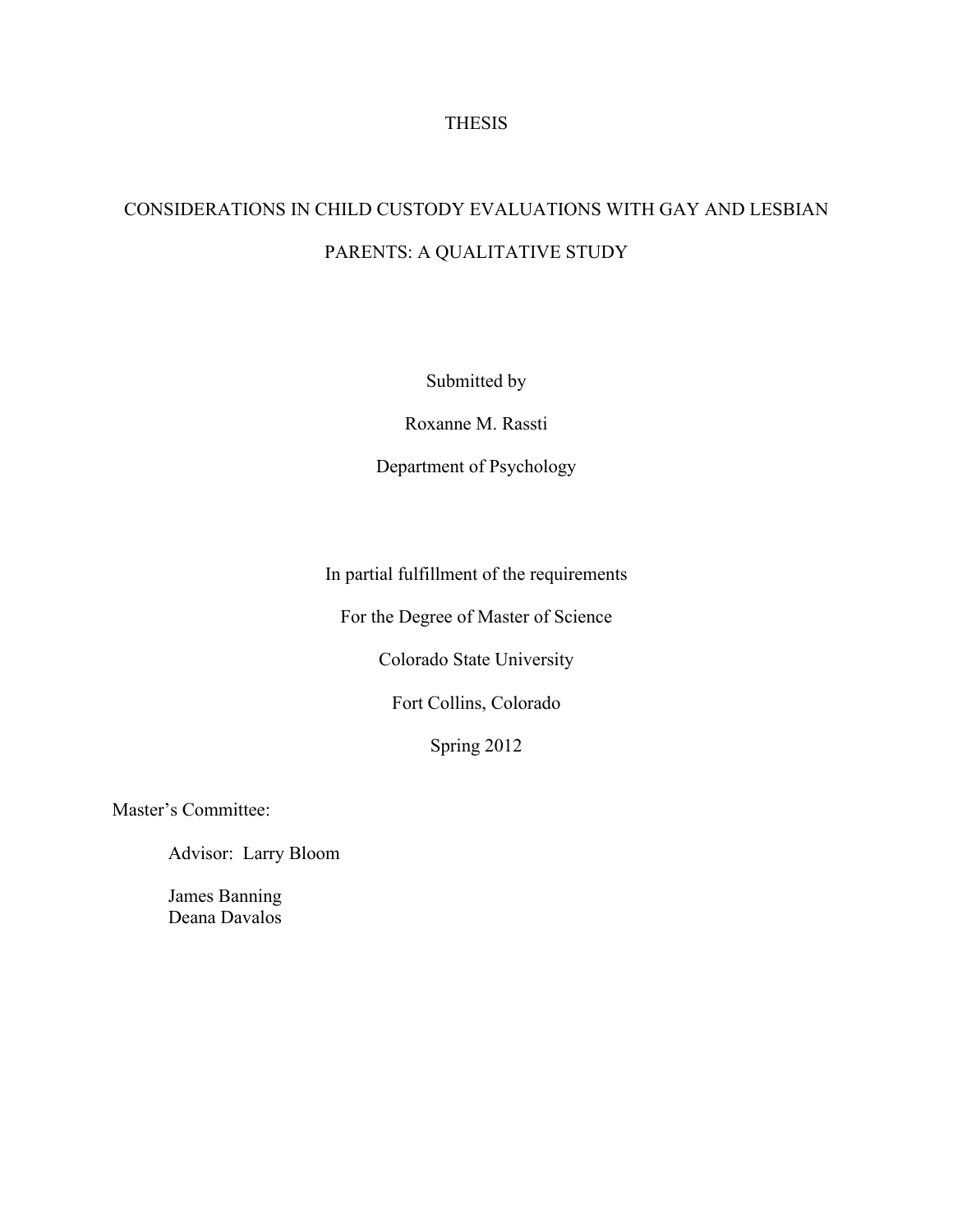# THESIS

# CONSIDERATIONS IN CHILD CUSTODY EVALUATIONS WITH GAY AND LESBIAN PARENTS: A QUALITATIVE STUDY

Submitted by

Roxanne M. Rassti

Department of Psychology

In partial fulfillment of the requirements

For the Degree of Master of Science

Colorado State University

Fort Collins, Colorado

Spring 2012

Master's Committee:

Advisor: Larry Bloom

James Banning
Deana Davalos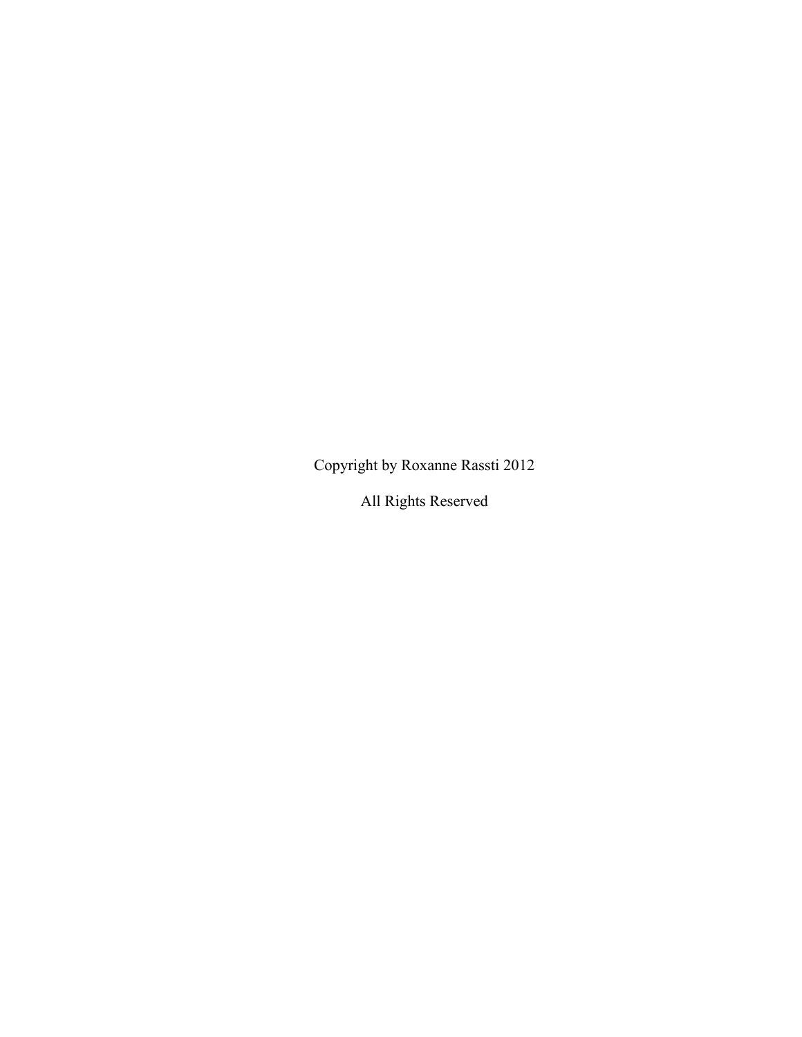Copyright by Roxanne Rassti 2012

All Rights Reserved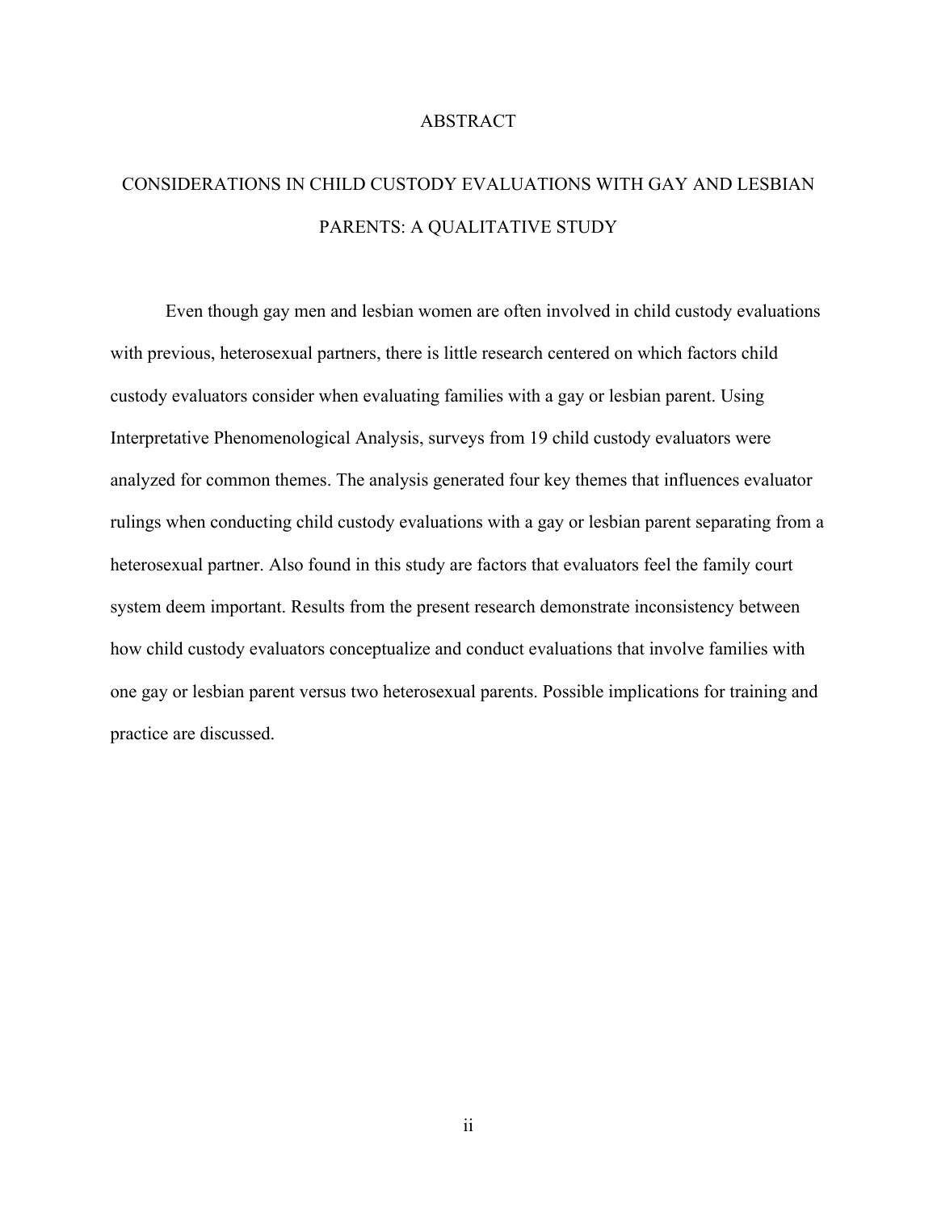# ABSTRACT

## CONSIDERATIONS IN CHILD CUSTODY EVALUATIONS WITH GAY AND LESBIAN PARENTS: A QUALITATIVE STUDY

Even though gay men and lesbian women are often involved in child custody evaluations with previous, heterosexual partners, there is little research centered on which factors child custody evaluators consider when evaluating families with a gay or lesbian parent. Using Interpretative Phenomenological Analysis, surveys from 19 child custody evaluators were analyzed for common themes. The analysis generated four key themes that influences evaluator rulings when conducting child custody evaluations with a gay or lesbian parent separating from a heterosexual partner. Also found in this study are factors that evaluators feel the family court system deem important. Results from the present research demonstrate inconsistency between how child custody evaluators conceptualize and conduct evaluations that involve families with one gay or lesbian parent versus two heterosexual parents. Possible implications for training and practice are discussed.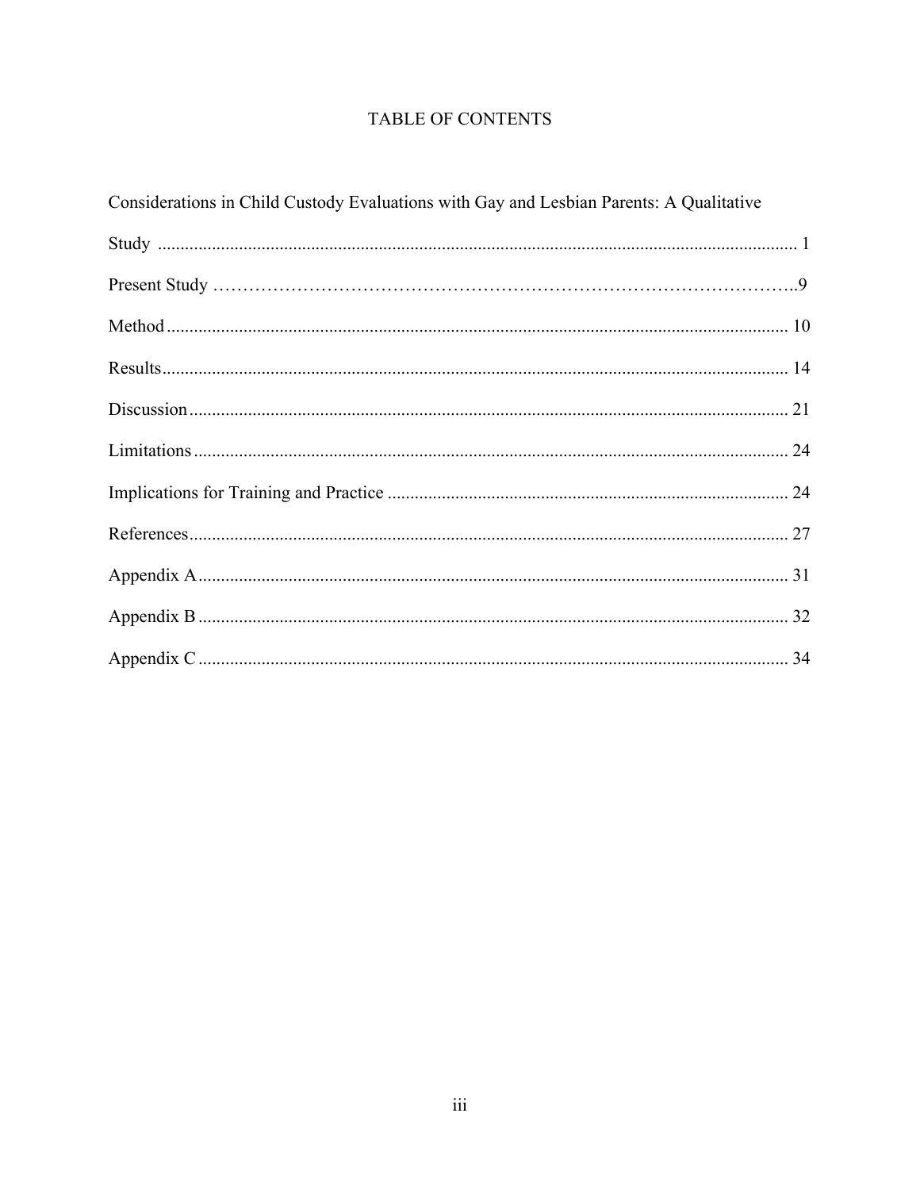# TABLE OF CONTENTS

Considerations in Child Custody Evaluations with Gay and Lesbian Parents: A Qualitative Study ........................................................................................................................... 1

Present Study ……………………………………………………………………………………..9

Method ........................................................................................................................ 10

Results......................................................................................................................... 14

Discussion ................................................................................................................... 21

Limitations ................................................................................................................... 24

Implications for Training and Practice ........................................................................ 24

References.................................................................................................................... 27

Appendix A.................................................................................................................. 31

Appendix B .................................................................................................................. 32

Appendix C .................................................................................................................. 34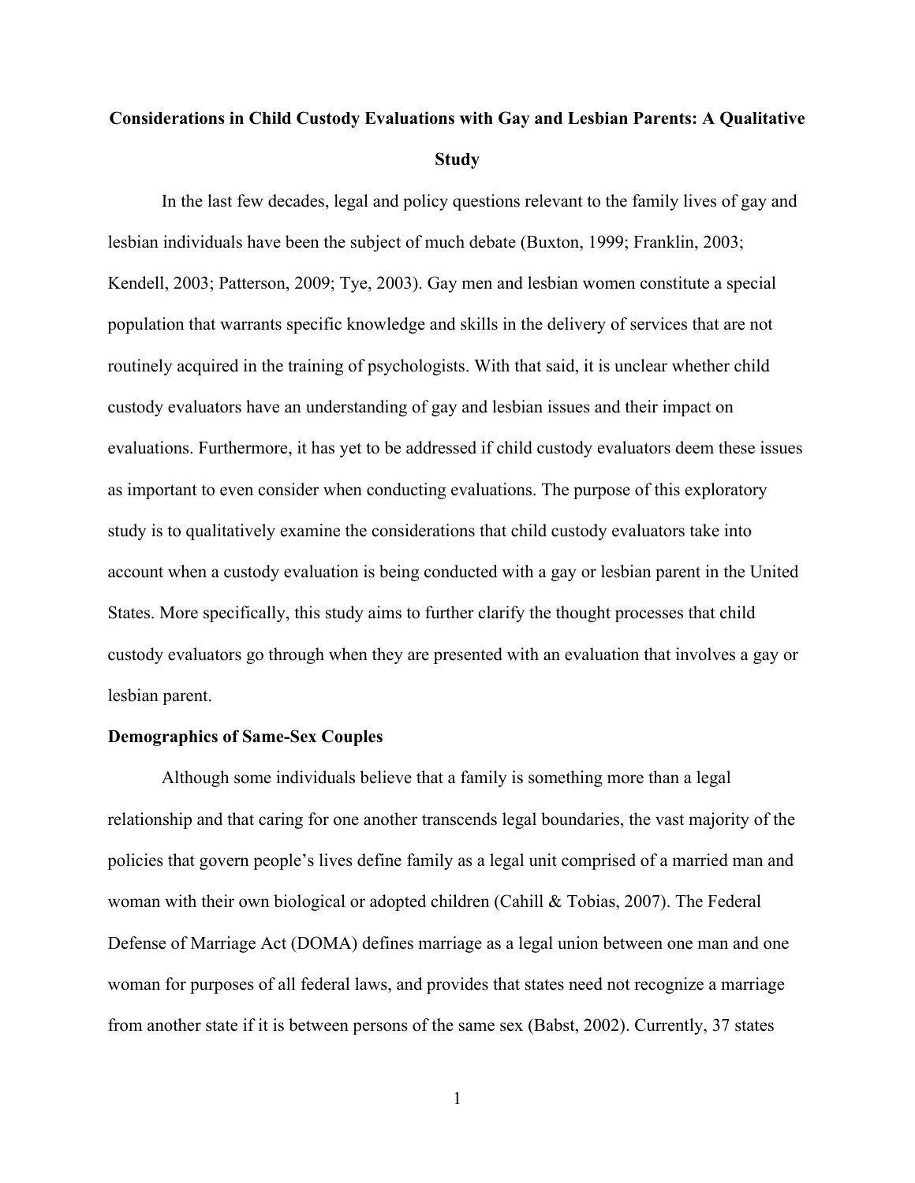# Considerations in Child Custody Evaluations with Gay and Lesbian Parents: A Qualitative Study

In the last few decades, legal and policy questions relevant to the family lives of gay and lesbian individuals have been the subject of much debate (Buxton, 1999; Franklin, 2003; Kendell, 2003; Patterson, 2009; Tye, 2003). Gay men and lesbian women constitute a special population that warrants specific knowledge and skills in the delivery of services that are not routinely acquired in the training of psychologists. With that said, it is unclear whether child custody evaluators have an understanding of gay and lesbian issues and their impact on evaluations. Furthermore, it has yet to be addressed if child custody evaluators deem these issues as important to even consider when conducting evaluations. The purpose of this exploratory study is to qualitatively examine the considerations that child custody evaluators take into account when a custody evaluation is being conducted with a gay or lesbian parent in the United States. More specifically, this study aims to further clarify the thought processes that child custody evaluators go through when they are presented with an evaluation that involves a gay or lesbian parent.

## Demographics of Same-Sex Couples

Although some individuals believe that a family is something more than a legal relationship and that caring for one another transcends legal boundaries, the vast majority of the policies that govern people's lives define family as a legal unit comprised of a married man and woman with their own biological or adopted children (Cahill & Tobias, 2007). The Federal Defense of Marriage Act (DOMA) defines marriage as a legal union between one man and one woman for purposes of all federal laws, and provides that states need not recognize a marriage from another state if it is between persons of the same sex (Babst, 2002). Currently, 37 states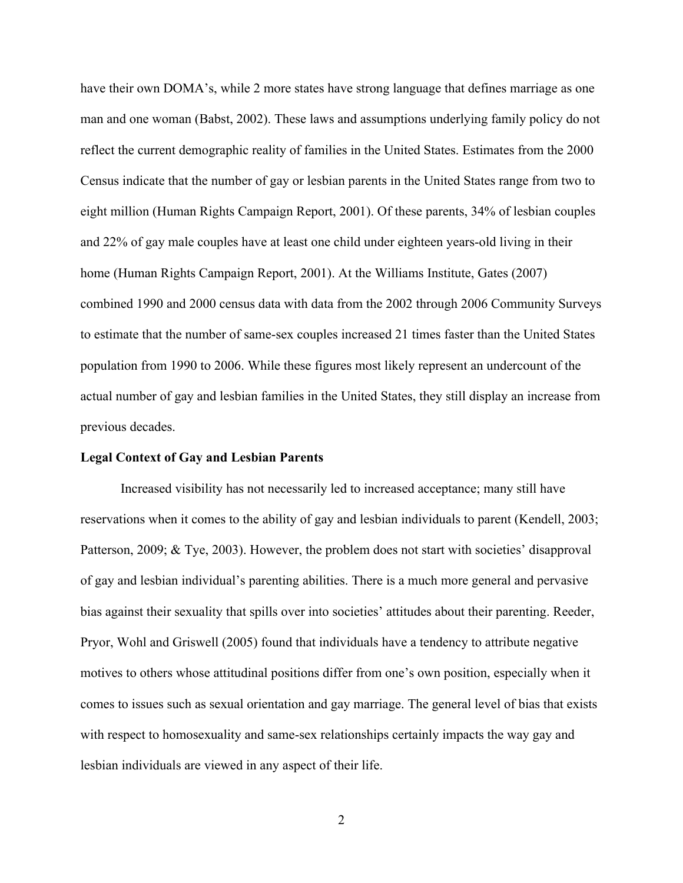have their own DOMA's, while 2 more states have strong language that defines marriage as one man and one woman (Babst, 2002). These laws and assumptions underlying family policy do not reflect the current demographic reality of families in the United States. Estimates from the 2000 Census indicate that the number of gay or lesbian parents in the United States range from two to eight million (Human Rights Campaign Report, 2001). Of these parents, 34% of lesbian couples and 22% of gay male couples have at least one child under eighteen years-old living in their home (Human Rights Campaign Report, 2001). At the Williams Institute, Gates (2007) combined 1990 and 2000 census data with data from the 2002 through 2006 Community Surveys to estimate that the number of same-sex couples increased 21 times faster than the United States population from 1990 to 2006. While these figures most likely represent an undercount of the actual number of gay and lesbian families in the United States, they still display an increase from previous decades.

**Legal Context of Gay and Lesbian Parents**

Increased visibility has not necessarily led to increased acceptance; many still have reservations when it comes to the ability of gay and lesbian individuals to parent (Kendell, 2003; Patterson, 2009; & Tye, 2003). However, the problem does not start with societies' disapproval of gay and lesbian individual's parenting abilities. There is a much more general and pervasive bias against their sexuality that spills over into societies' attitudes about their parenting. Reeder, Pryor, Wohl and Griswell (2005) found that individuals have a tendency to attribute negative motives to others whose attitudinal positions differ from one's own position, especially when it comes to issues such as sexual orientation and gay marriage. The general level of bias that exists with respect to homosexuality and same-sex relationships certainly impacts the way gay and lesbian individuals are viewed in any aspect of their life.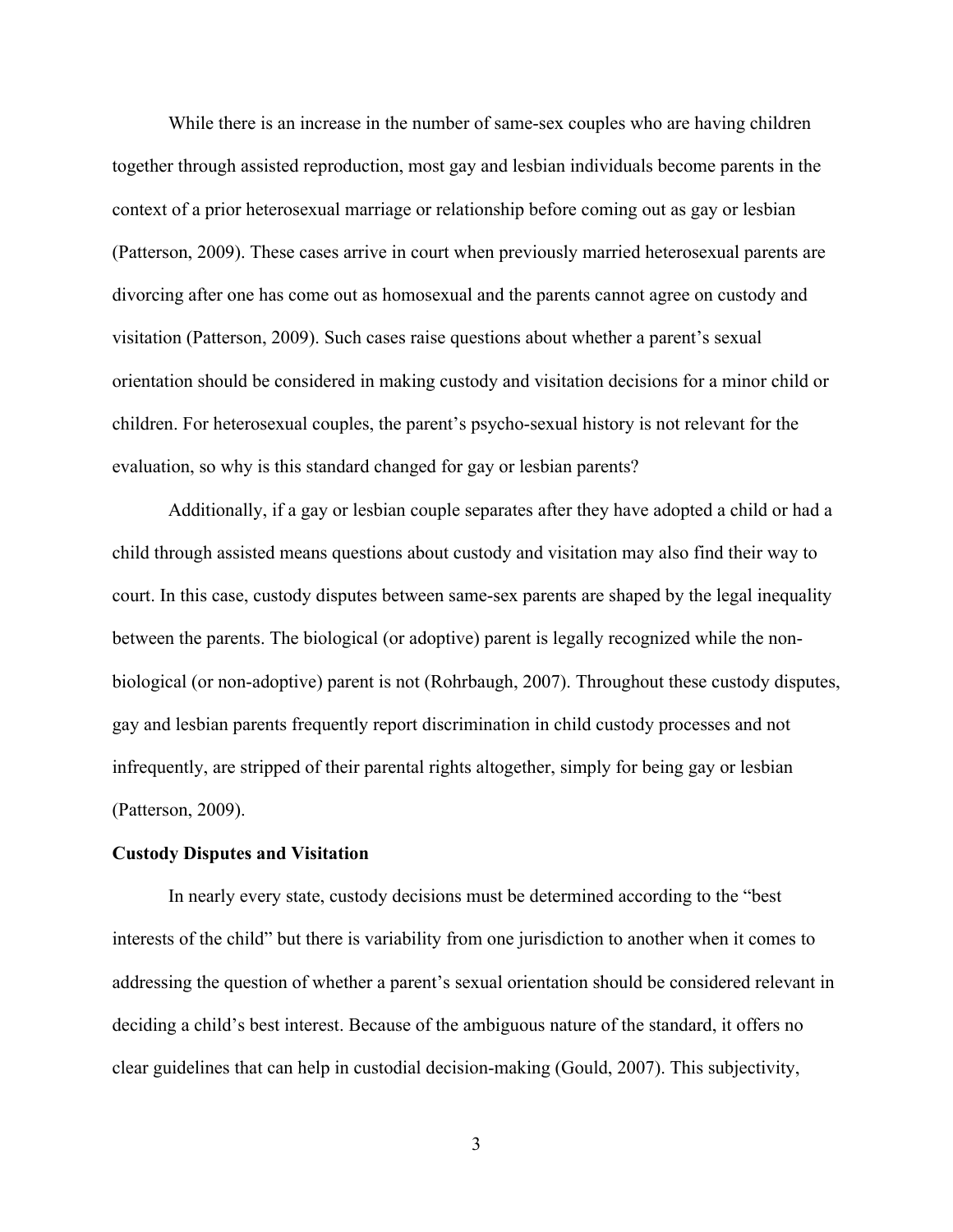While there is an increase in the number of same-sex couples who are having children together through assisted reproduction, most gay and lesbian individuals become parents in the context of a prior heterosexual marriage or relationship before coming out as gay or lesbian (Patterson, 2009). These cases arrive in court when previously married heterosexual parents are divorcing after one has come out as homosexual and the parents cannot agree on custody and visitation (Patterson, 2009). Such cases raise questions about whether a parent's sexual orientation should be considered in making custody and visitation decisions for a minor child or children. For heterosexual couples, the parent's psycho-sexual history is not relevant for the evaluation, so why is this standard changed for gay or lesbian parents?

Additionally, if a gay or lesbian couple separates after they have adopted a child or had a child through assisted means questions about custody and visitation may also find their way to court. In this case, custody disputes between same-sex parents are shaped by the legal inequality between the parents. The biological (or adoptive) parent is legally recognized while the non-biological (or non-adoptive) parent is not (Rohrbaugh, 2007). Throughout these custody disputes, gay and lesbian parents frequently report discrimination in child custody processes and not infrequently, are stripped of their parental rights altogether, simply for being gay or lesbian (Patterson, 2009).

**Custody Disputes and Visitation**

In nearly every state, custody decisions must be determined according to the "best interests of the child" but there is variability from one jurisdiction to another when it comes to addressing the question of whether a parent's sexual orientation should be considered relevant in deciding a child's best interest. Because of the ambiguous nature of the standard, it offers no clear guidelines that can help in custodial decision-making (Gould, 2007). This subjectivity,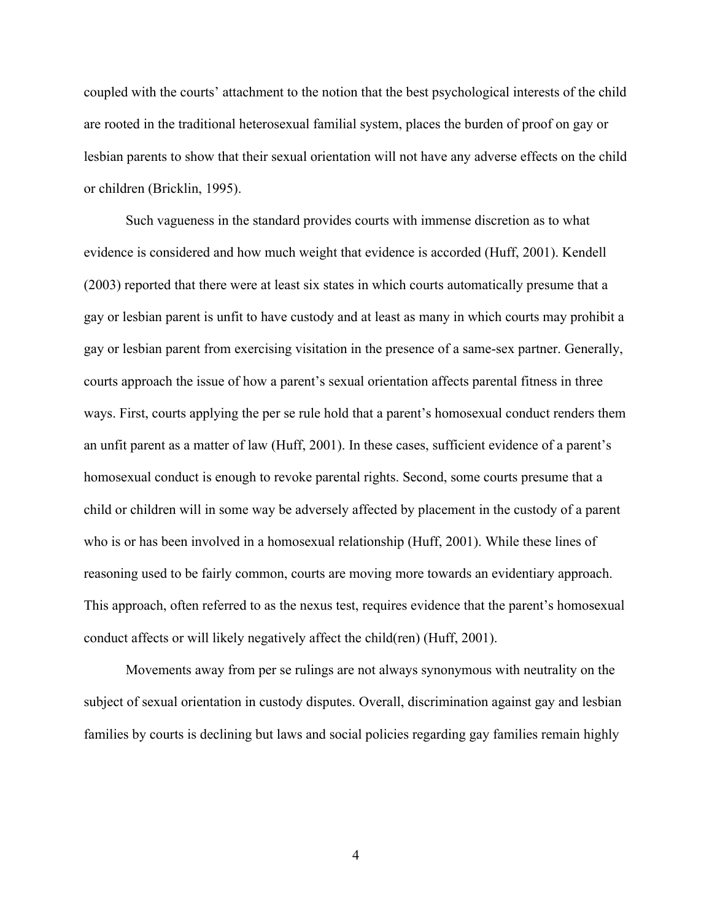coupled with the courts' attachment to the notion that the best psychological interests of the child are rooted in the traditional heterosexual familial system, places the burden of proof on gay or lesbian parents to show that their sexual orientation will not have any adverse effects on the child or children (Bricklin, 1995).

Such vagueness in the standard provides courts with immense discretion as to what evidence is considered and how much weight that evidence is accorded (Huff, 2001). Kendell (2003) reported that there were at least six states in which courts automatically presume that a gay or lesbian parent is unfit to have custody and at least as many in which courts may prohibit a gay or lesbian parent from exercising visitation in the presence of a same-sex partner. Generally, courts approach the issue of how a parent's sexual orientation affects parental fitness in three ways. First, courts applying the per se rule hold that a parent's homosexual conduct renders them an unfit parent as a matter of law (Huff, 2001). In these cases, sufficient evidence of a parent's homosexual conduct is enough to revoke parental rights. Second, some courts presume that a child or children will in some way be adversely affected by placement in the custody of a parent who is or has been involved in a homosexual relationship (Huff, 2001). While these lines of reasoning used to be fairly common, courts are moving more towards an evidentiary approach. This approach, often referred to as the nexus test, requires evidence that the parent's homosexual conduct affects or will likely negatively affect the child(ren) (Huff, 2001).

Movements away from per se rulings are not always synonymous with neutrality on the subject of sexual orientation in custody disputes. Overall, discrimination against gay and lesbian families by courts is declining but laws and social policies regarding gay families remain highly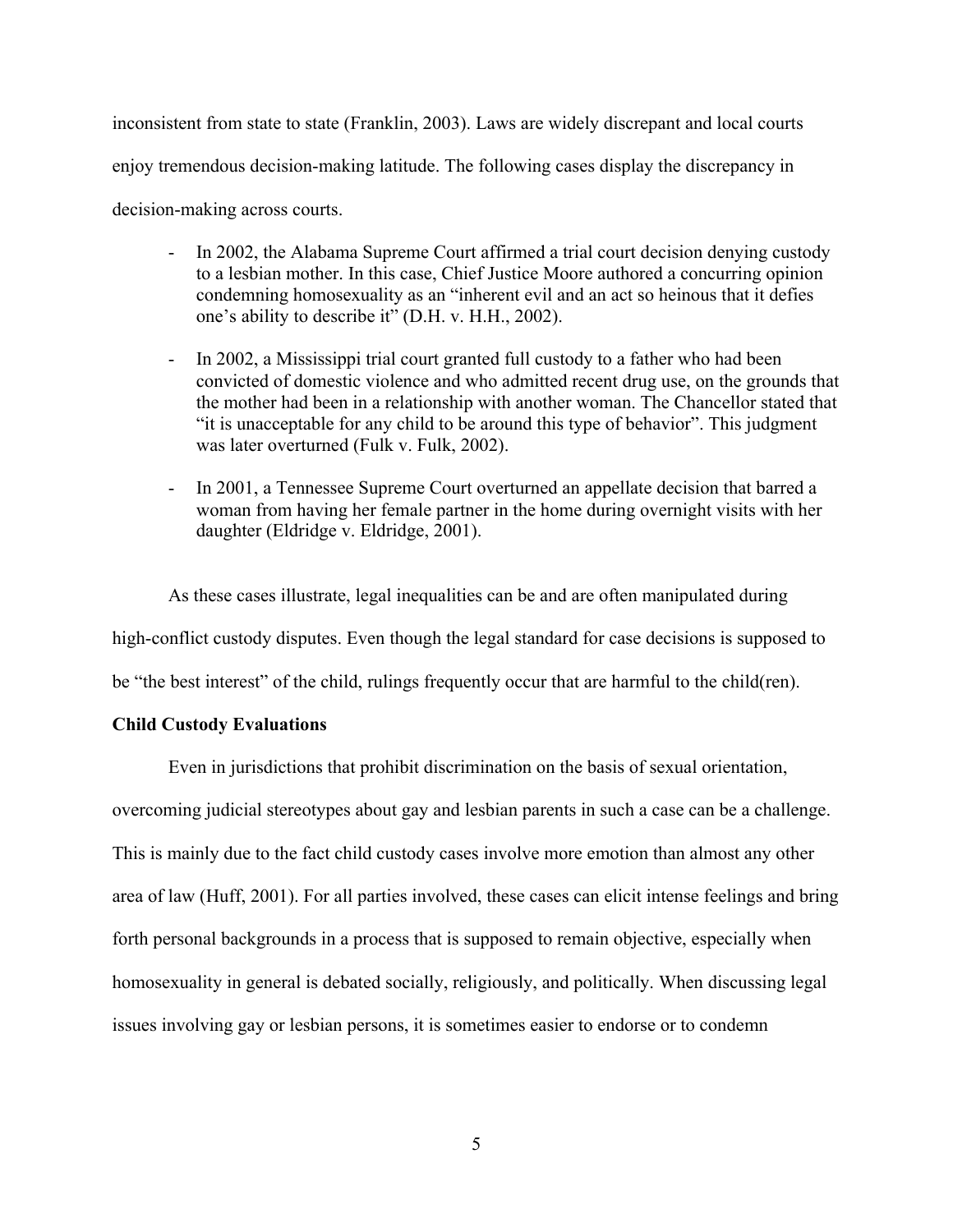inconsistent from state to state (Franklin, 2003). Laws are widely discrepant and local courts enjoy tremendous decision-making latitude. The following cases display the discrepancy in decision-making across courts.

- In 2002, the Alabama Supreme Court affirmed a trial court decision denying custody to a lesbian mother. In this case, Chief Justice Moore authored a concurring opinion condemning homosexuality as an "inherent evil and an act so heinous that it defies one's ability to describe it" (D.H. v. H.H., 2002).

- In 2002, a Mississippi trial court granted full custody to a father who had been convicted of domestic violence and who admitted recent drug use, on the grounds that the mother had been in a relationship with another woman. The Chancellor stated that "it is unacceptable for any child to be around this type of behavior". This judgment was later overturned (Fulk v. Fulk, 2002).

- In 2001, a Tennessee Supreme Court overturned an appellate decision that barred a woman from having her female partner in the home during overnight visits with her daughter (Eldridge v. Eldridge, 2001).

As these cases illustrate, legal inequalities can be and are often manipulated during high-conflict custody disputes. Even though the legal standard for case decisions is supposed to be "the best interest" of the child, rulings frequently occur that are harmful to the child(ren).

**Child Custody Evaluations**

Even in jurisdictions that prohibit discrimination on the basis of sexual orientation, overcoming judicial stereotypes about gay and lesbian parents in such a case can be a challenge. This is mainly due to the fact child custody cases involve more emotion than almost any other area of law (Huff, 2001). For all parties involved, these cases can elicit intense feelings and bring forth personal backgrounds in a process that is supposed to remain objective, especially when homosexuality in general is debated socially, religiously, and politically. When discussing legal issues involving gay or lesbian persons, it is sometimes easier to endorse or to condemn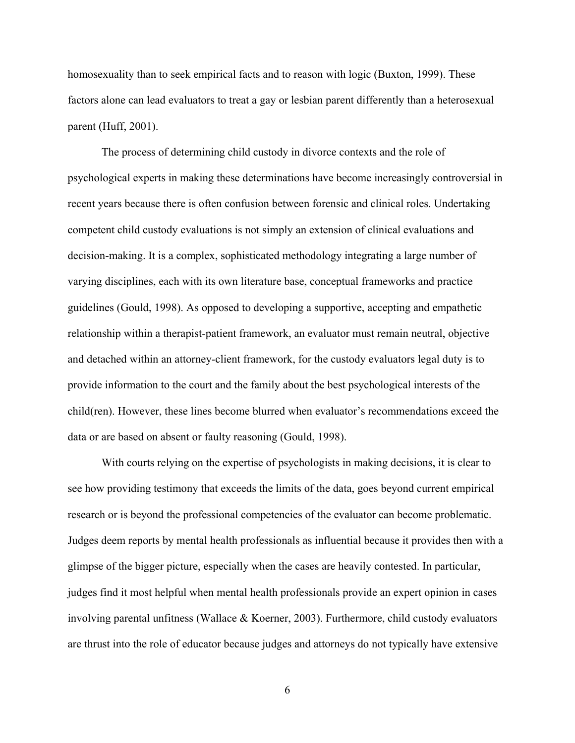homosexuality than to seek empirical facts and to reason with logic (Buxton, 1999). These factors alone can lead evaluators to treat a gay or lesbian parent differently than a heterosexual parent (Huff, 2001).

The process of determining child custody in divorce contexts and the role of psychological experts in making these determinations have become increasingly controversial in recent years because there is often confusion between forensic and clinical roles. Undertaking competent child custody evaluations is not simply an extension of clinical evaluations and decision-making. It is a complex, sophisticated methodology integrating a large number of varying disciplines, each with its own literature base, conceptual frameworks and practice guidelines (Gould, 1998). As opposed to developing a supportive, accepting and empathetic relationship within a therapist-patient framework, an evaluator must remain neutral, objective and detached within an attorney-client framework, for the custody evaluators legal duty is to provide information to the court and the family about the best psychological interests of the child(ren). However, these lines become blurred when evaluator's recommendations exceed the data or are based on absent or faulty reasoning (Gould, 1998).

With courts relying on the expertise of psychologists in making decisions, it is clear to see how providing testimony that exceeds the limits of the data, goes beyond current empirical research or is beyond the professional competencies of the evaluator can become problematic. Judges deem reports by mental health professionals as influential because it provides then with a glimpse of the bigger picture, especially when the cases are heavily contested. In particular, judges find it most helpful when mental health professionals provide an expert opinion in cases involving parental unfitness (Wallace & Koerner, 2003). Furthermore, child custody evaluators are thrust into the role of educator because judges and attorneys do not typically have extensive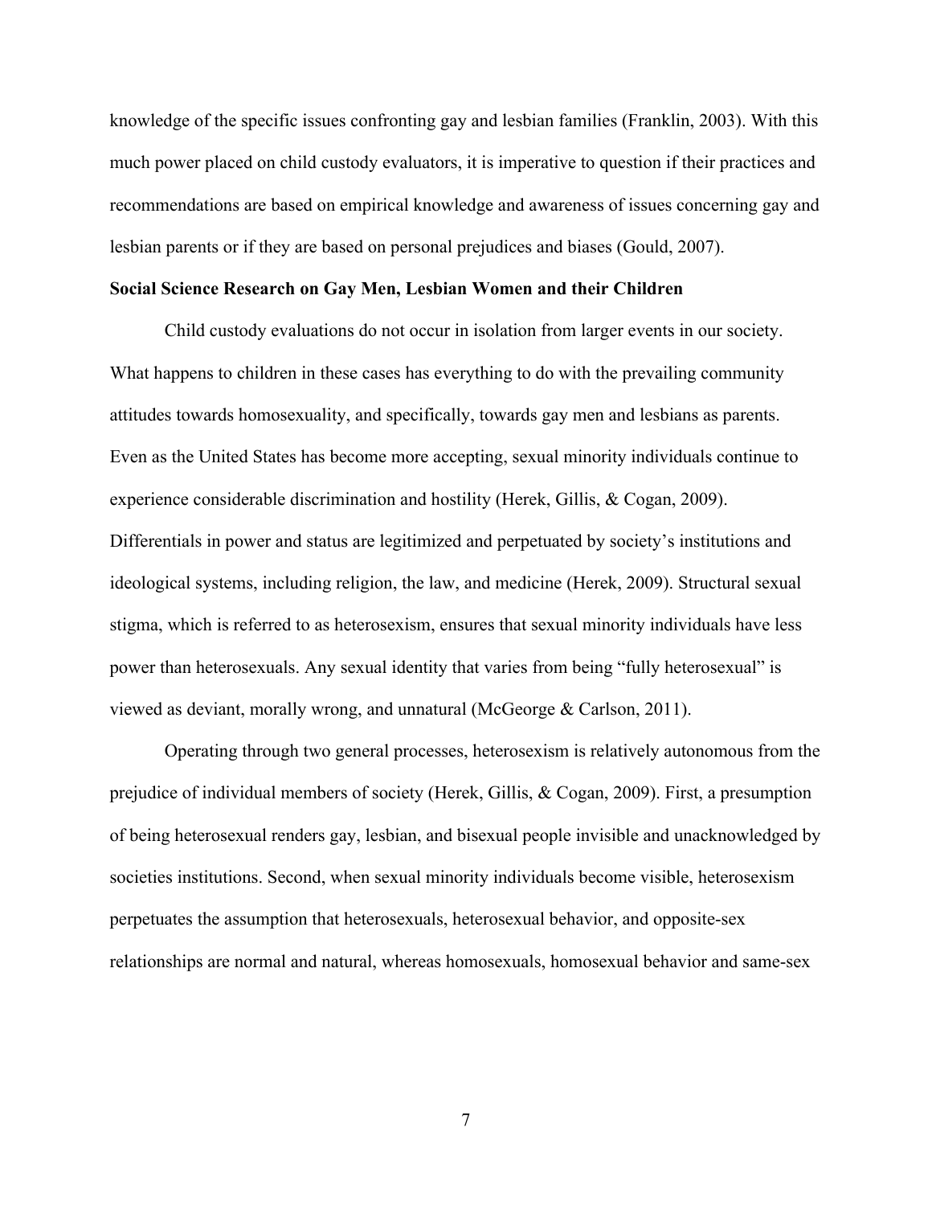knowledge of the specific issues confronting gay and lesbian families (Franklin, 2003). With this much power placed on child custody evaluators, it is imperative to question if their practices and recommendations are based on empirical knowledge and awareness of issues concerning gay and lesbian parents or if they are based on personal prejudices and biases (Gould, 2007).

**Social Science Research on Gay Men, Lesbian Women and their Children**

Child custody evaluations do not occur in isolation from larger events in our society. What happens to children in these cases has everything to do with the prevailing community attitudes towards homosexuality, and specifically, towards gay men and lesbians as parents. Even as the United States has become more accepting, sexual minority individuals continue to experience considerable discrimination and hostility (Herek, Gillis, & Cogan, 2009). Differentials in power and status are legitimized and perpetuated by society's institutions and ideological systems, including religion, the law, and medicine (Herek, 2009). Structural sexual stigma, which is referred to as heterosexism, ensures that sexual minority individuals have less power than heterosexuals. Any sexual identity that varies from being "fully heterosexual" is viewed as deviant, morally wrong, and unnatural (McGeorge & Carlson, 2011).

Operating through two general processes, heterosexism is relatively autonomous from the prejudice of individual members of society (Herek, Gillis, & Cogan, 2009). First, a presumption of being heterosexual renders gay, lesbian, and bisexual people invisible and unacknowledged by societies institutions. Second, when sexual minority individuals become visible, heterosexism perpetuates the assumption that heterosexuals, heterosexual behavior, and opposite-sex relationships are normal and natural, whereas homosexuals, homosexual behavior and same-sex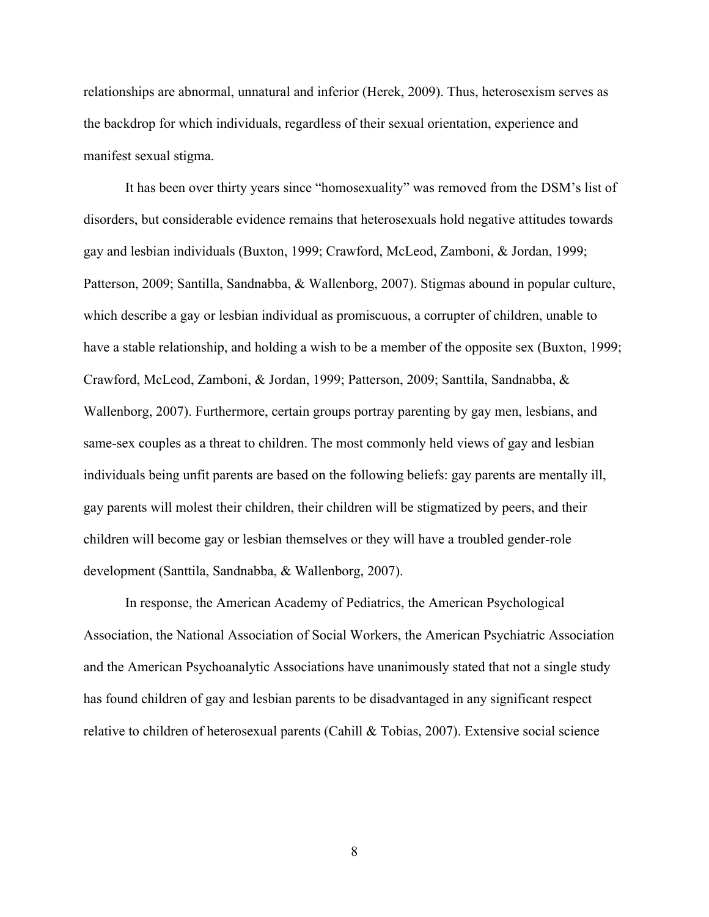relationships are abnormal, unnatural and inferior (Herek, 2009). Thus, heterosexism serves as the backdrop for which individuals, regardless of their sexual orientation, experience and manifest sexual stigma.

It has been over thirty years since "homosexuality" was removed from the DSM's list of disorders, but considerable evidence remains that heterosexuals hold negative attitudes towards gay and lesbian individuals (Buxton, 1999; Crawford, McLeod, Zamboni, & Jordan, 1999; Patterson, 2009; Santilla, Sandnabba, & Wallenborg, 2007). Stigmas abound in popular culture, which describe a gay or lesbian individual as promiscuous, a corrupter of children, unable to have a stable relationship, and holding a wish to be a member of the opposite sex (Buxton, 1999; Crawford, McLeod, Zamboni, & Jordan, 1999; Patterson, 2009; Santtila, Sandnabba, & Wallenborg, 2007). Furthermore, certain groups portray parenting by gay men, lesbians, and same-sex couples as a threat to children. The most commonly held views of gay and lesbian individuals being unfit parents are based on the following beliefs: gay parents are mentally ill, gay parents will molest their children, their children will be stigmatized by peers, and their children will become gay or lesbian themselves or they will have a troubled gender-role development (Santtila, Sandnabba, & Wallenborg, 2007).

In response, the American Academy of Pediatrics, the American Psychological Association, the National Association of Social Workers, the American Psychiatric Association and the American Psychoanalytic Associations have unanimously stated that not a single study has found children of gay and lesbian parents to be disadvantaged in any significant respect relative to children of heterosexual parents (Cahill & Tobias, 2007). Extensive social science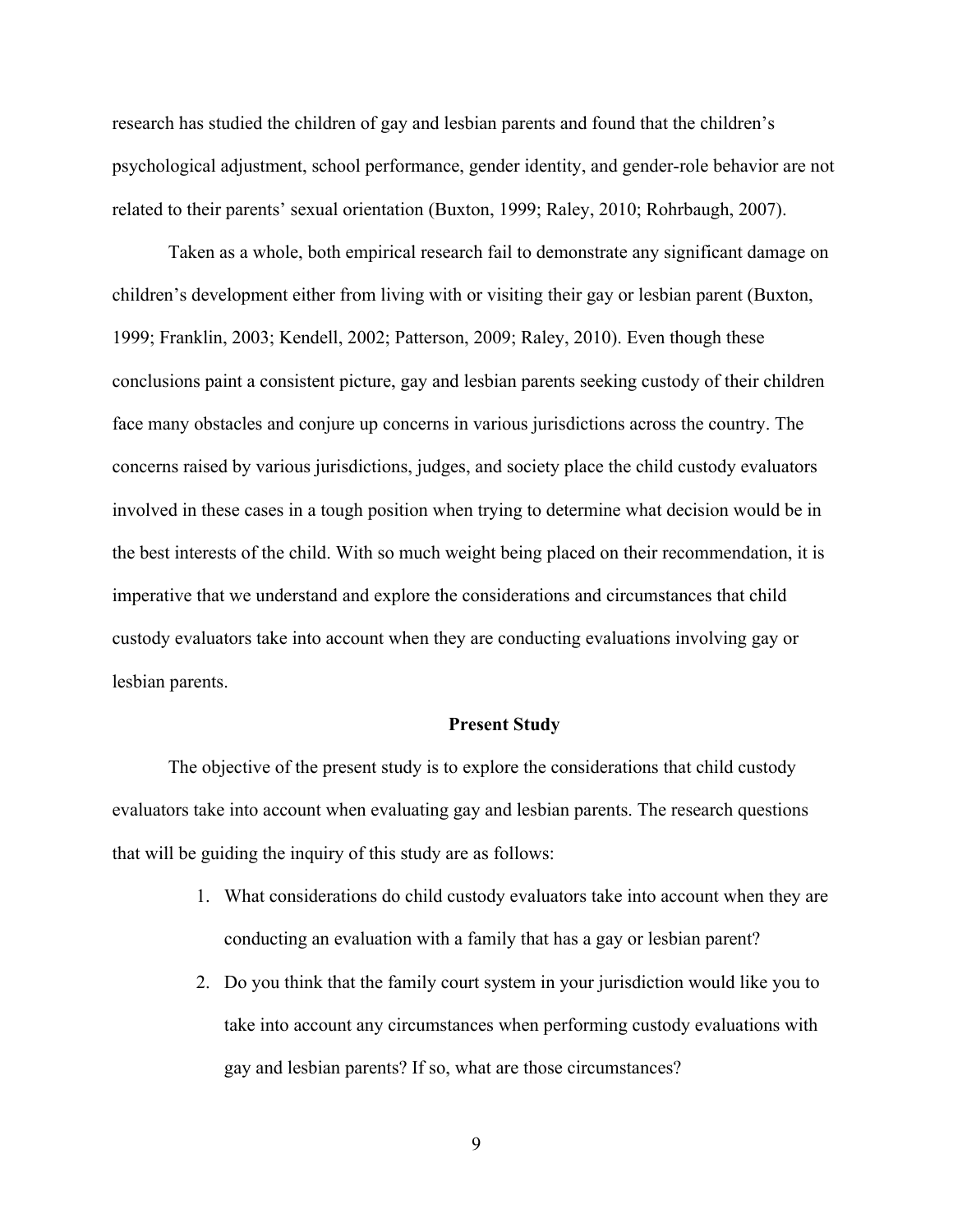research has studied the children of gay and lesbian parents and found that the children's psychological adjustment, school performance, gender identity, and gender-role behavior are not related to their parents' sexual orientation (Buxton, 1999; Raley, 2010; Rohrbaugh, 2007).

Taken as a whole, both empirical research fail to demonstrate any significant damage on children's development either from living with or visiting their gay or lesbian parent (Buxton, 1999; Franklin, 2003; Kendell, 2002; Patterson, 2009; Raley, 2010). Even though these conclusions paint a consistent picture, gay and lesbian parents seeking custody of their children face many obstacles and conjure up concerns in various jurisdictions across the country. The concerns raised by various jurisdictions, judges, and society place the child custody evaluators involved in these cases in a tough position when trying to determine what decision would be in the best interests of the child. With so much weight being placed on their recommendation, it is imperative that we understand and explore the considerations and circumstances that child custody evaluators take into account when they are conducting evaluations involving gay or lesbian parents.

## Present Study

The objective of the present study is to explore the considerations that child custody evaluators take into account when evaluating gay and lesbian parents. The research questions that will be guiding the inquiry of this study are as follows:

1. What considerations do child custody evaluators take into account when they are conducting an evaluation with a family that has a gay or lesbian parent?
2. Do you think that the family court system in your jurisdiction would like you to take into account any circumstances when performing custody evaluations with gay and lesbian parents? If so, what are those circumstances?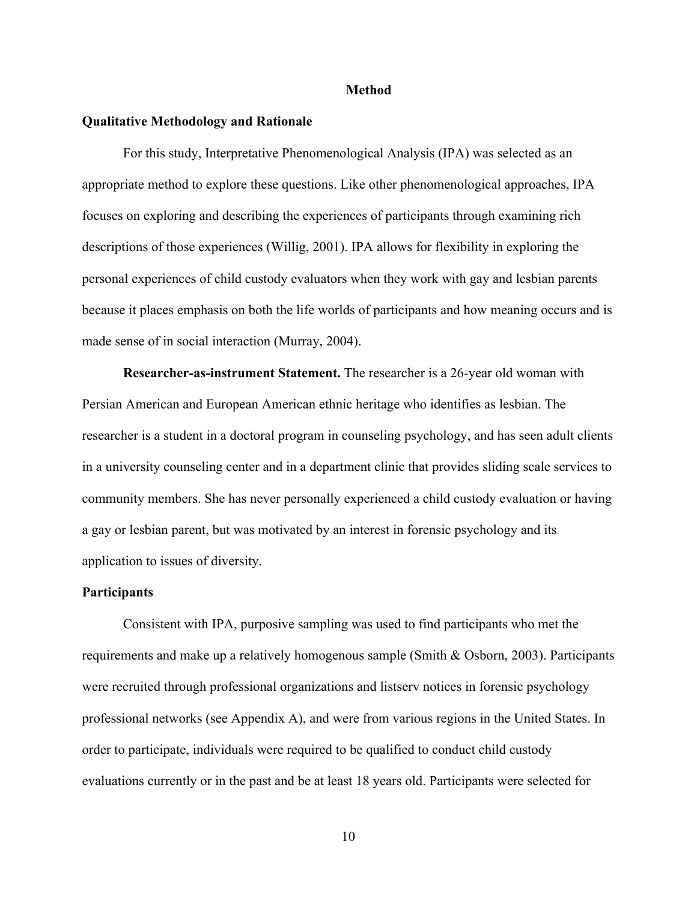# Method

## Qualitative Methodology and Rationale

For this study, Interpretative Phenomenological Analysis (IPA) was selected as an appropriate method to explore these questions. Like other phenomenological approaches, IPA focuses on exploring and describing the experiences of participants through examining rich descriptions of those experiences (Willig, 2001). IPA allows for flexibility in exploring the personal experiences of child custody evaluators when they work with gay and lesbian parents because it places emphasis on both the life worlds of participants and how meaning occurs and is made sense of in social interaction (Murray, 2004).

**Researcher-as-instrument Statement.** The researcher is a 26-year old woman with Persian American and European American ethnic heritage who identifies as lesbian. The researcher is a student in a doctoral program in counseling psychology, and has seen adult clients in a university counseling center and in a department clinic that provides sliding scale services to community members. She has never personally experienced a child custody evaluation or having a gay or lesbian parent, but was motivated by an interest in forensic psychology and its application to issues of diversity.

## Participants

Consistent with IPA, purposive sampling was used to find participants who met the requirements and make up a relatively homogenous sample (Smith & Osborn, 2003). Participants were recruited through professional organizations and listserv notices in forensic psychology professional networks (see Appendix A), and were from various regions in the United States. In order to participate, individuals were required to be qualified to conduct child custody evaluations currently or in the past and be at least 18 years old. Participants were selected for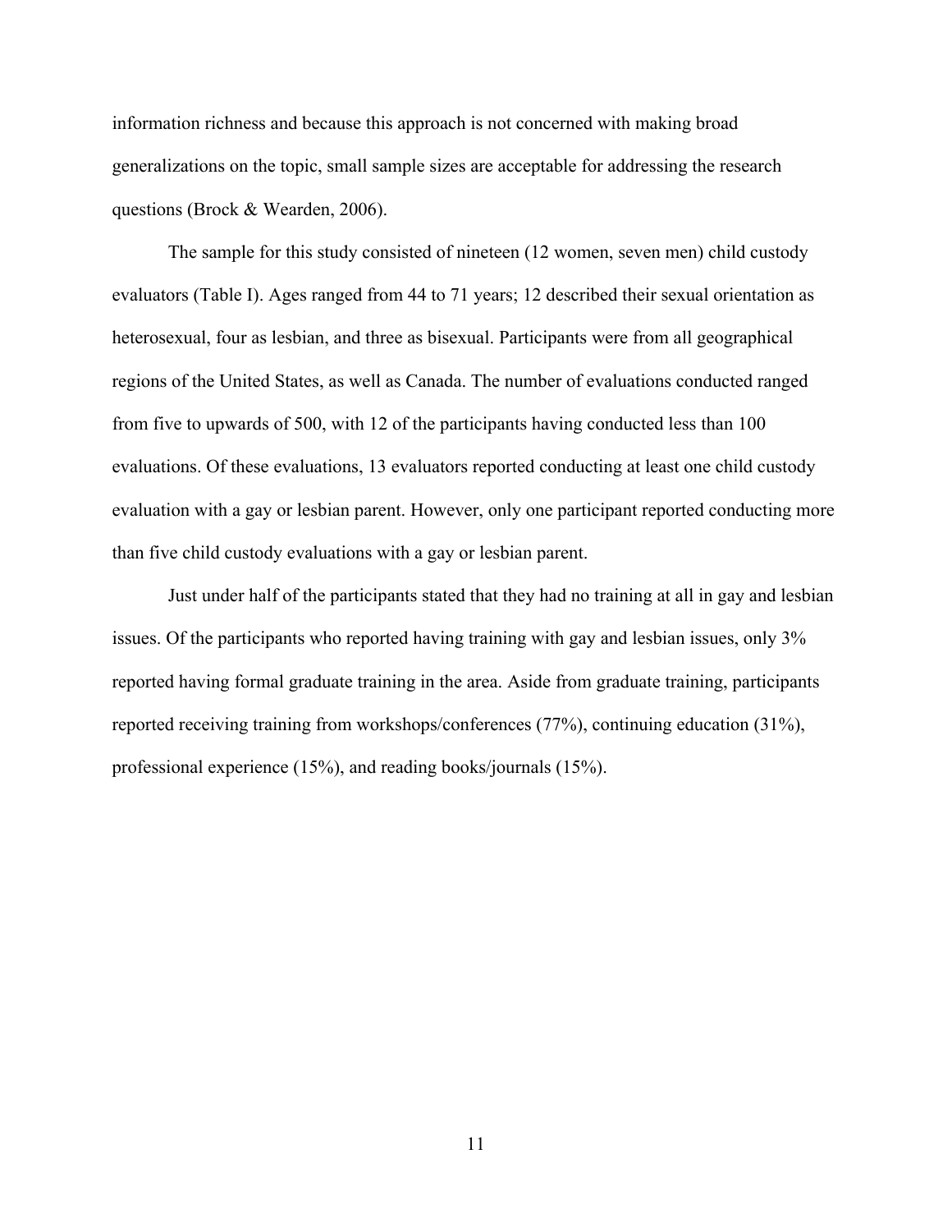information richness and because this approach is not concerned with making broad generalizations on the topic, small sample sizes are acceptable for addressing the research questions (Brock & Wearden, 2006).

The sample for this study consisted of nineteen (12 women, seven men) child custody evaluators (Table I). Ages ranged from 44 to 71 years; 12 described their sexual orientation as heterosexual, four as lesbian, and three as bisexual. Participants were from all geographical regions of the United States, as well as Canada. The number of evaluations conducted ranged from five to upwards of 500, with 12 of the participants having conducted less than 100 evaluations. Of these evaluations, 13 evaluators reported conducting at least one child custody evaluation with a gay or lesbian parent. However, only one participant reported conducting more than five child custody evaluations with a gay or lesbian parent.

Just under half of the participants stated that they had no training at all in gay and lesbian issues. Of the participants who reported having training with gay and lesbian issues, only 3% reported having formal graduate training in the area. Aside from graduate training, participants reported receiving training from workshops/conferences (77%), continuing education (31%), professional experience (15%), and reading books/journals (15%).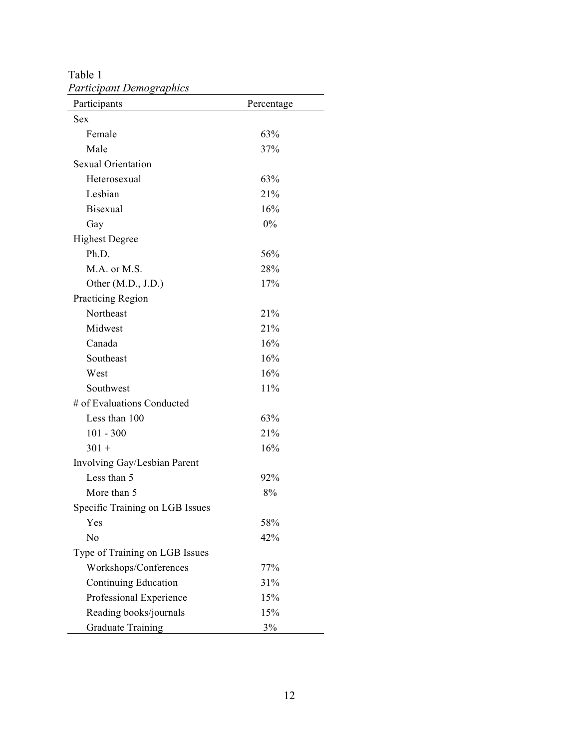Table 1

*Participant Demographics*

| Participants | Percentage |
|---|---|
| Sex | |
| Female | 63% |
| Male | 37% |
| Sexual Orientation | |
| Heterosexual | 63% |
| Lesbian | 21% |
| Bisexual | 16% |
| Gay | 0% |
| Highest Degree | |
| Ph.D. | 56% |
| M.A. or M.S. | 28% |
| Other (M.D., J.D.) | 17% |
| Practicing Region | |
| Northeast | 21% |
| Midwest | 21% |
| Canada | 16% |
| Southeast | 16% |
| West | 16% |
| Southwest | 11% |
| # of Evaluations Conducted | |
| Less than 100 | 63% |
| 101 - 300 | 21% |
| 301 + | 16% |
| Involving Gay/Lesbian Parent | |
| Less than 5 | 92% |
| More than 5 | 8% |
| Specific Training on LGB Issues | |
| Yes | 58% |
| No | 42% |
| Type of Training on LGB Issues | |
| Workshops/Conferences | 77% |
| Continuing Education | 31% |
| Professional Experience | 15% |
| Reading books/journals | 15% |
| Graduate Training | 3% |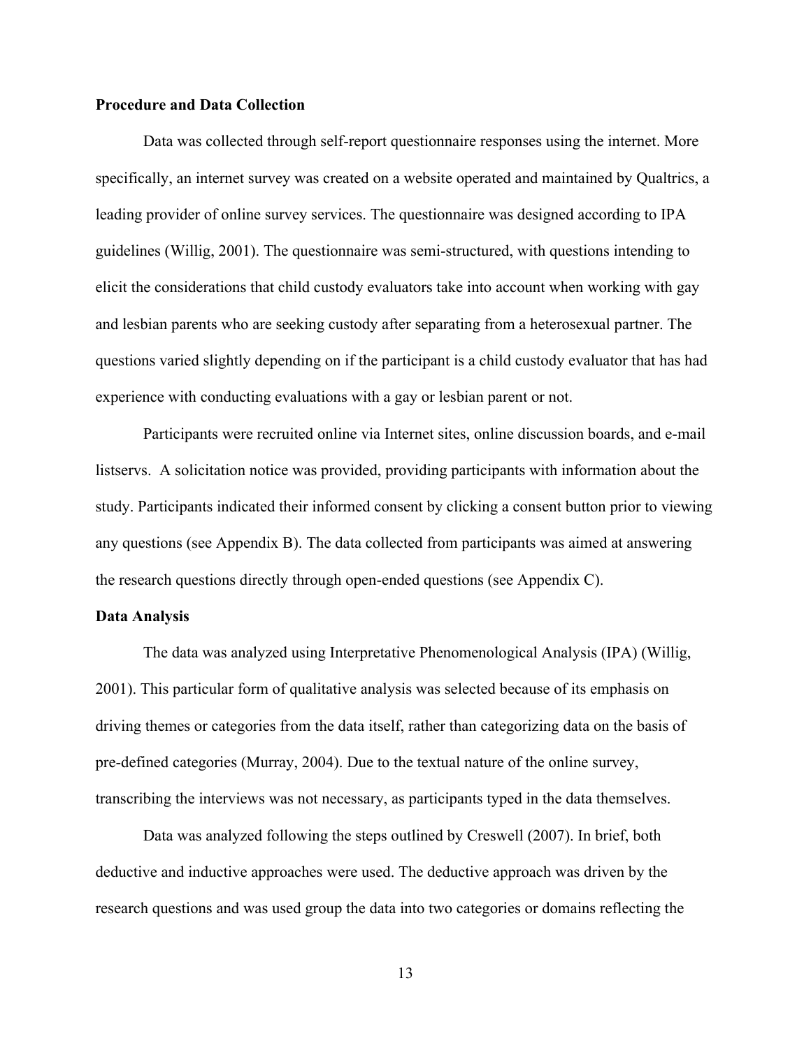**Procedure and Data Collection**

Data was collected through self-report questionnaire responses using the internet. More specifically, an internet survey was created on a website operated and maintained by Qualtrics, a leading provider of online survey services. The questionnaire was designed according to IPA guidelines (Willig, 2001). The questionnaire was semi-structured, with questions intending to elicit the considerations that child custody evaluators take into account when working with gay and lesbian parents who are seeking custody after separating from a heterosexual partner. The questions varied slightly depending on if the participant is a child custody evaluator that has had experience with conducting evaluations with a gay or lesbian parent or not.

Participants were recruited online via Internet sites, online discussion boards, and e-mail listservs. A solicitation notice was provided, providing participants with information about the study. Participants indicated their informed consent by clicking a consent button prior to viewing any questions (see Appendix B). The data collected from participants was aimed at answering the research questions directly through open-ended questions (see Appendix C).

**Data Analysis**

The data was analyzed using Interpretative Phenomenological Analysis (IPA) (Willig, 2001). This particular form of qualitative analysis was selected because of its emphasis on driving themes or categories from the data itself, rather than categorizing data on the basis of pre-defined categories (Murray, 2004). Due to the textual nature of the online survey, transcribing the interviews was not necessary, as participants typed in the data themselves.

Data was analyzed following the steps outlined by Creswell (2007). In brief, both deductive and inductive approaches were used. The deductive approach was driven by the research questions and was used group the data into two categories or domains reflecting the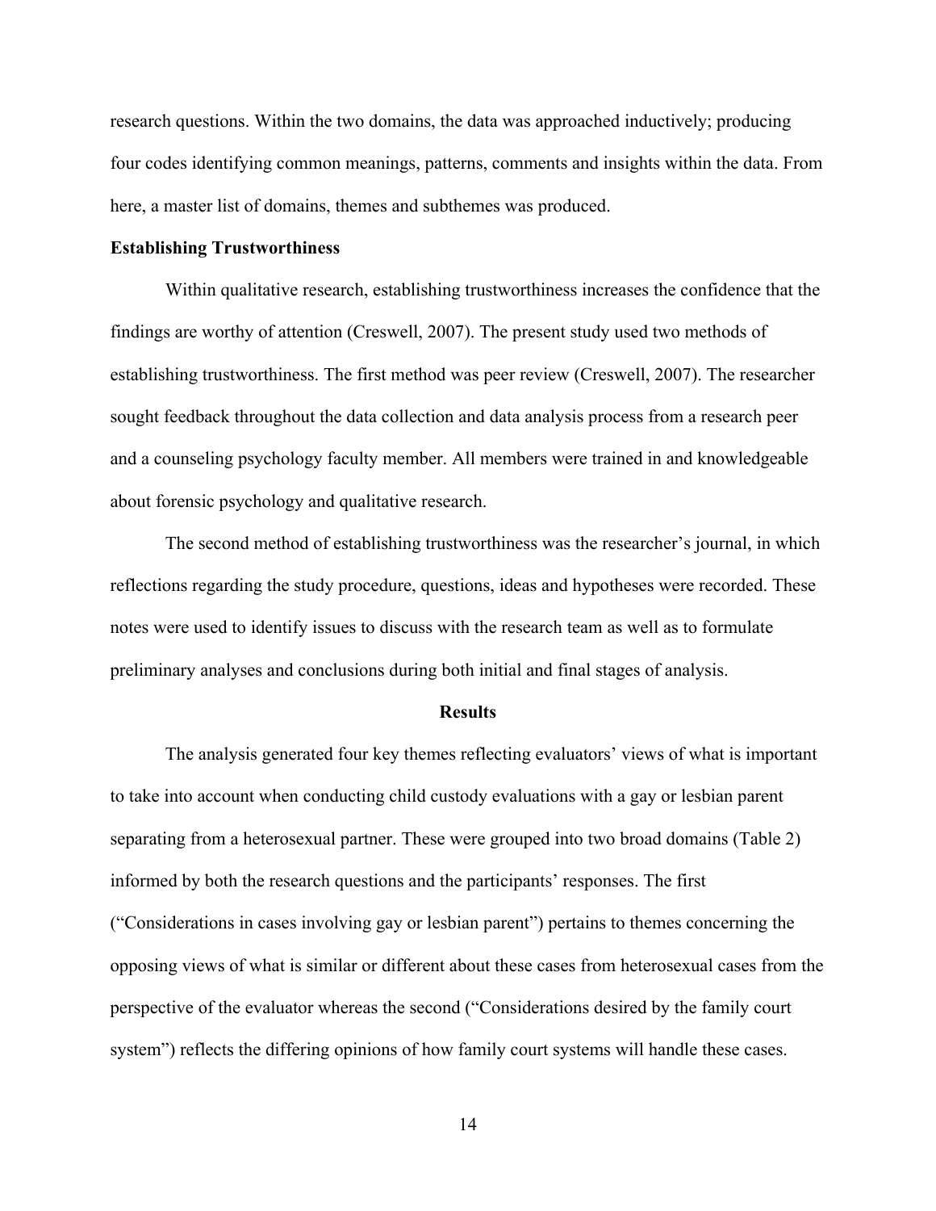research questions. Within the two domains, the data was approached inductively; producing four codes identifying common meanings, patterns, comments and insights within the data. From here, a master list of domains, themes and subthemes was produced.

**Establishing Trustworthiness**

Within qualitative research, establishing trustworthiness increases the confidence that the findings are worthy of attention (Creswell, 2007). The present study used two methods of establishing trustworthiness. The first method was peer review (Creswell, 2007). The researcher sought feedback throughout the data collection and data analysis process from a research peer and a counseling psychology faculty member. All members were trained in and knowledgeable about forensic psychology and qualitative research.

The second method of establishing trustworthiness was the researcher's journal, in which reflections regarding the study procedure, questions, ideas and hypotheses were recorded. These notes were used to identify issues to discuss with the research team as well as to formulate preliminary analyses and conclusions during both initial and final stages of analysis.

## Results

The analysis generated four key themes reflecting evaluators' views of what is important to take into account when conducting child custody evaluations with a gay or lesbian parent separating from a heterosexual partner. These were grouped into two broad domains (Table 2) informed by both the research questions and the participants' responses. The first ("Considerations in cases involving gay or lesbian parent") pertains to themes concerning the opposing views of what is similar or different about these cases from heterosexual cases from the perspective of the evaluator whereas the second ("Considerations desired by the family court system") reflects the differing opinions of how family court systems will handle these cases.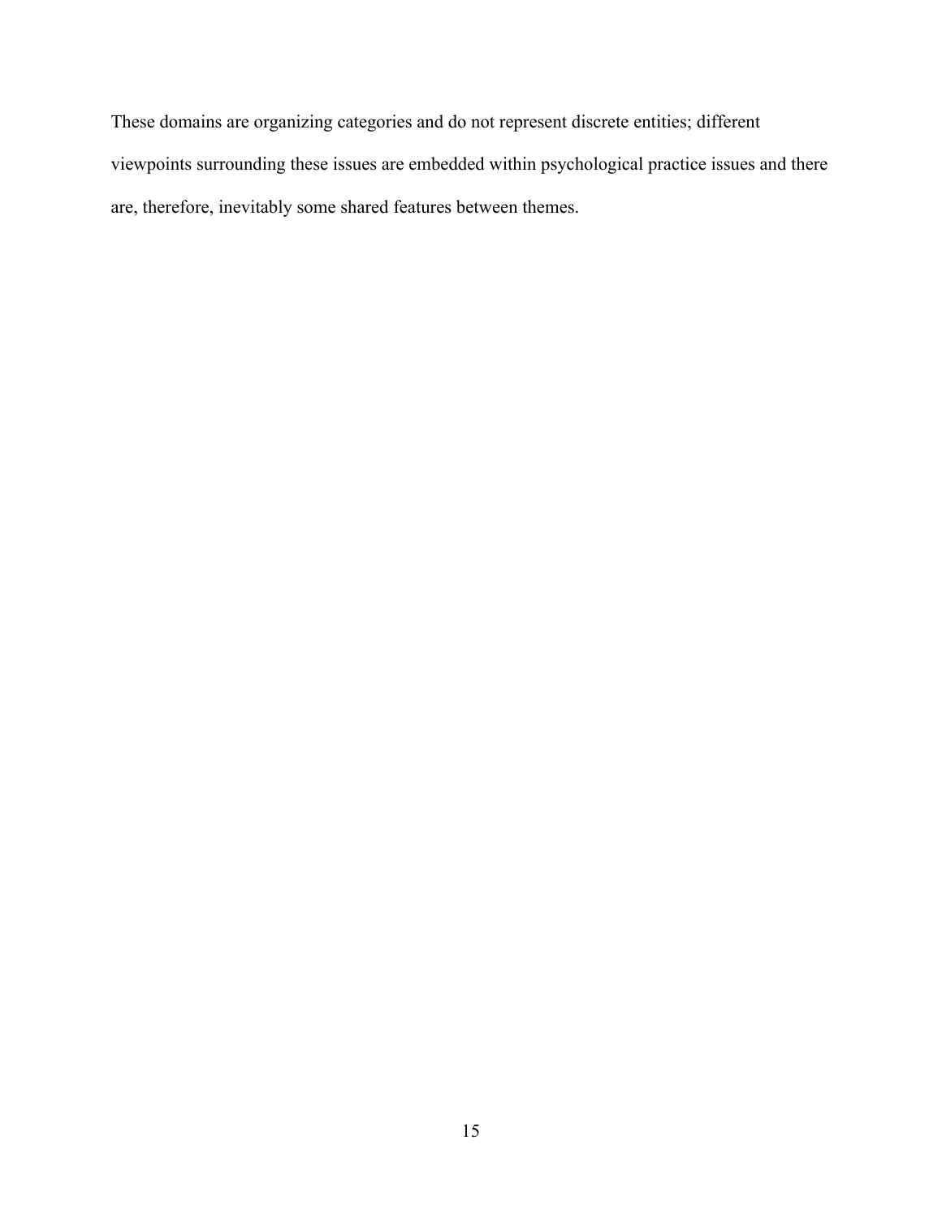These domains are organizing categories and do not represent discrete entities; different viewpoints surrounding these issues are embedded within psychological practice issues and there are, therefore, inevitably some shared features between themes.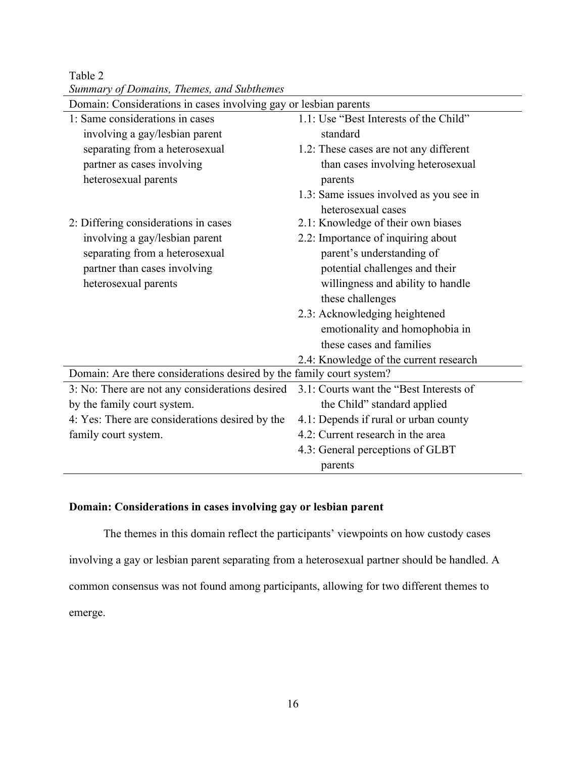Table 2

*Summary of Domains, Themes, and Subthemes*

| Theme | Subthemes |
| --- | --- |
| **Domain: Considerations in cases involving gay or lesbian parents** | |
| 1: Same considerations in cases involving a gay/lesbian parent separating from a heterosexual partner as cases involving heterosexual parents | 1.1: Use "Best Interests of the Child" standard<br>1.2: These cases are not any different than cases involving heterosexual parents<br>1.3: Same issues involved as you see in heterosexual cases |
| 2: Differing considerations in cases involving a gay/lesbian parent separating from a heterosexual partner than cases involving heterosexual parents | 2.1: Knowledge of their own biases<br>2.2: Importance of inquiring about parent's understanding of potential challenges and their willingness and ability to handle these challenges<br>2.3: Acknowledging heightened emotionality and homophobia in these cases and families<br>2.4: Knowledge of the current research |
| **Domain: Are there considerations desired by the family court system?** | |
| 3: No: There are not any considerations desired by the family court system. | 3.1: Courts want the "Best Interests of the Child" standard applied |
| 4: Yes: There are considerations desired by the family court system. | 4.1: Depends if rural or urban county<br>4.2: Current research in the area<br>4.3: General perceptions of GLBT parents |

**Domain: Considerations in cases involving gay or lesbian parent**

The themes in this domain reflect the participants' viewpoints on how custody cases involving a gay or lesbian parent separating from a heterosexual partner should be handled. A common consensus was not found among participants, allowing for two different themes to emerge.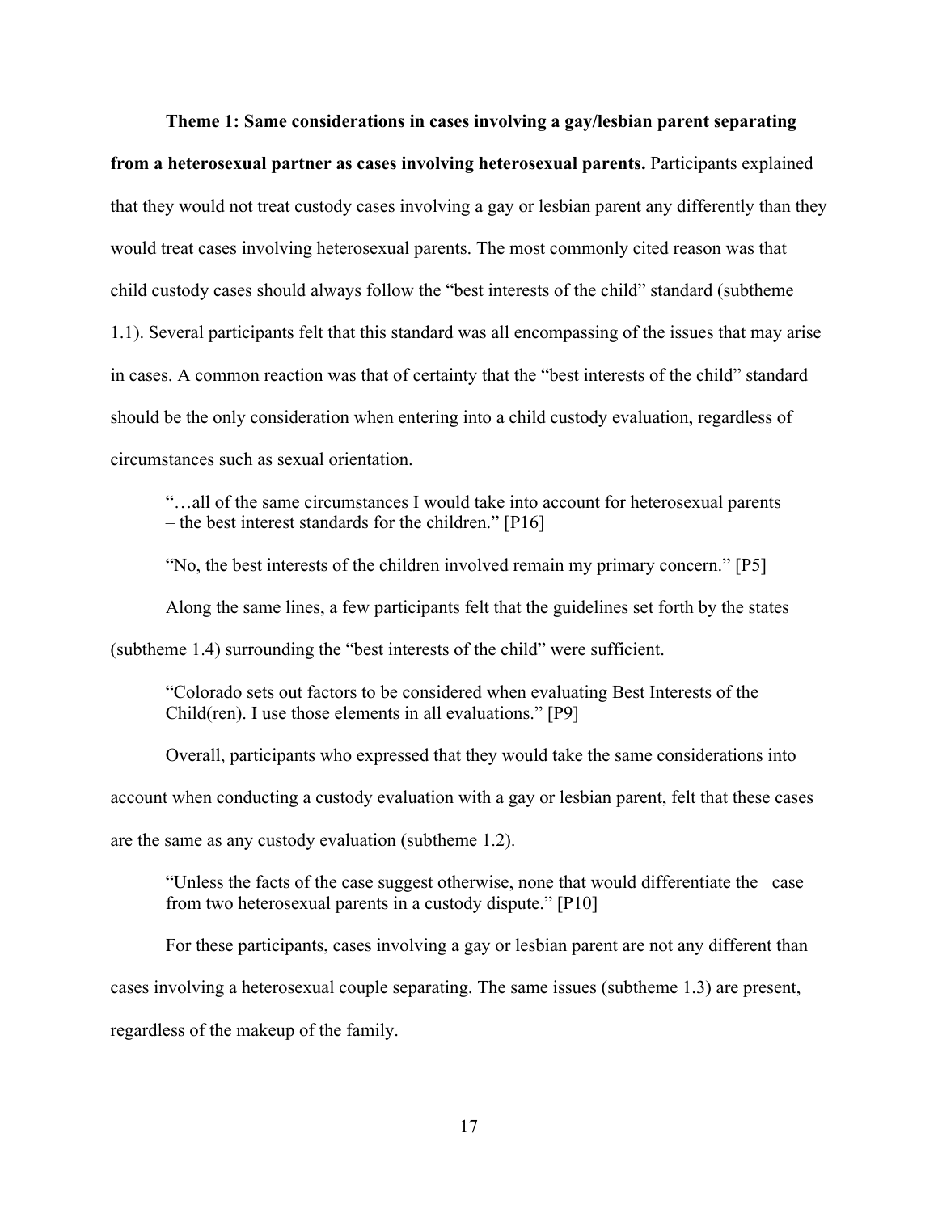**Theme 1: Same considerations in cases involving a gay/lesbian parent separating from a heterosexual partner as cases involving heterosexual parents.** Participants explained that they would not treat custody cases involving a gay or lesbian parent any differently than they would treat cases involving heterosexual parents. The most commonly cited reason was that child custody cases should always follow the "best interests of the child" standard (subtheme 1.1). Several participants felt that this standard was all encompassing of the issues that may arise in cases. A common reaction was that of certainty that the "best interests of the child" standard should be the only consideration when entering into a child custody evaluation, regardless of circumstances such as sexual orientation.

> "…all of the same circumstances I would take into account for heterosexual parents – the best interest standards for the children." [P16]

> "No, the best interests of the children involved remain my primary concern." [P5]

Along the same lines, a few participants felt that the guidelines set forth by the states (subtheme 1.4) surrounding the "best interests of the child" were sufficient.

> "Colorado sets out factors to be considered when evaluating Best Interests of the Child(ren). I use those elements in all evaluations." [P9]

Overall, participants who expressed that they would take the same considerations into account when conducting a custody evaluation with a gay or lesbian parent, felt that these cases are the same as any custody evaluation (subtheme 1.2).

> "Unless the facts of the case suggest otherwise, none that would differentiate the case from two heterosexual parents in a custody dispute." [P10]

For these participants, cases involving a gay or lesbian parent are not any different than cases involving a heterosexual couple separating. The same issues (subtheme 1.3) are present, regardless of the makeup of the family.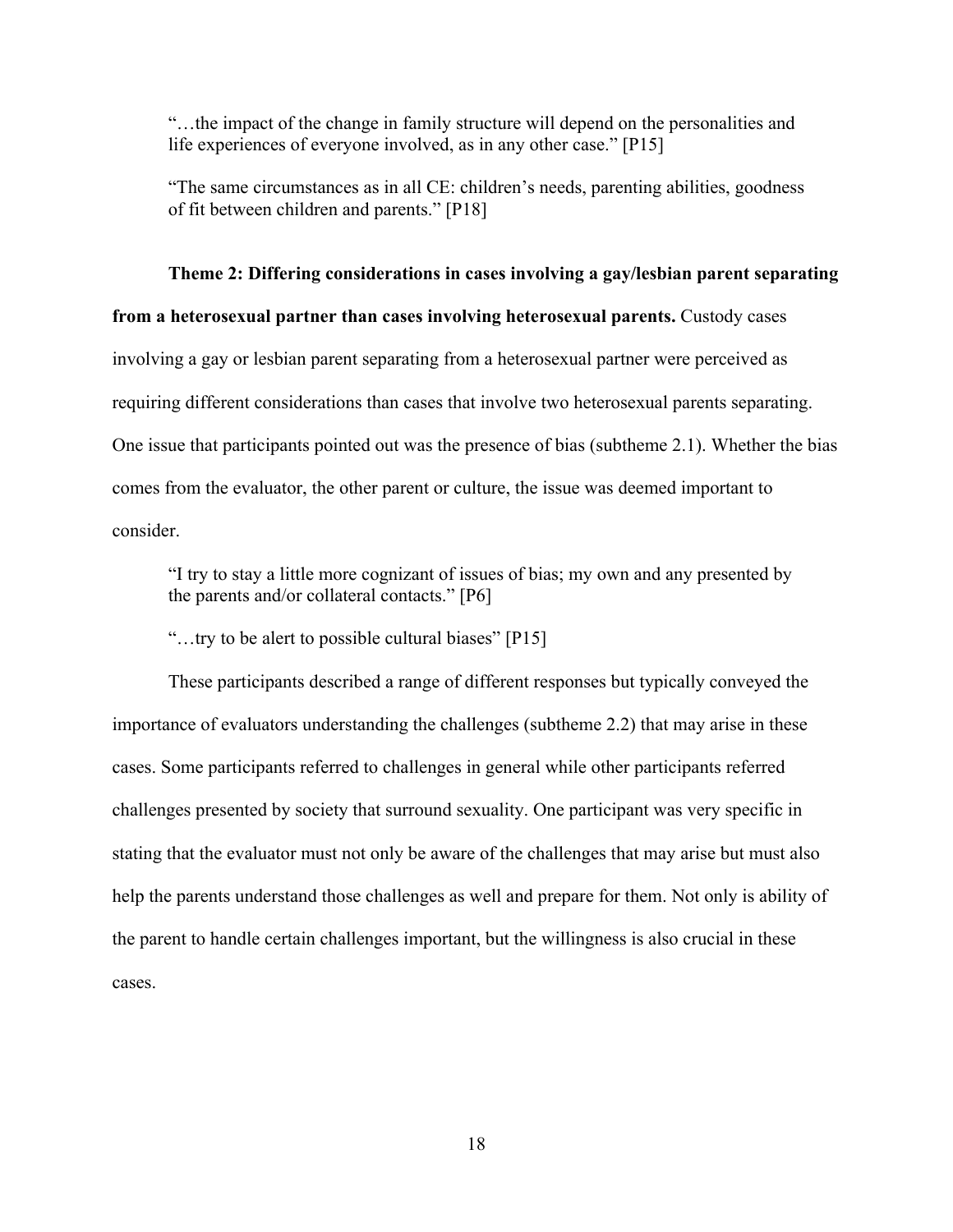> "…the impact of the change in family structure will depend on the personalities and life experiences of everyone involved, as in any other case." [P15]

> "The same circumstances as in all CE: children's needs, parenting abilities, goodness of fit between children and parents." [P18]

**Theme 2: Differing considerations in cases involving a gay/lesbian parent separating from a heterosexual partner than cases involving heterosexual parents.** Custody cases involving a gay or lesbian parent separating from a heterosexual partner were perceived as requiring different considerations than cases that involve two heterosexual parents separating. One issue that participants pointed out was the presence of bias (subtheme 2.1). Whether the bias comes from the evaluator, the other parent or culture, the issue was deemed important to consider.

> "I try to stay a little more cognizant of issues of bias; my own and any presented by the parents and/or collateral contacts." [P6]

> "…try to be alert to possible cultural biases" [P15]

These participants described a range of different responses but typically conveyed the importance of evaluators understanding the challenges (subtheme 2.2) that may arise in these cases. Some participants referred to challenges in general while other participants referred challenges presented by society that surround sexuality. One participant was very specific in stating that the evaluator must not only be aware of the challenges that may arise but must also help the parents understand those challenges as well and prepare for them. Not only is ability of the parent to handle certain challenges important, but the willingness is also crucial in these cases.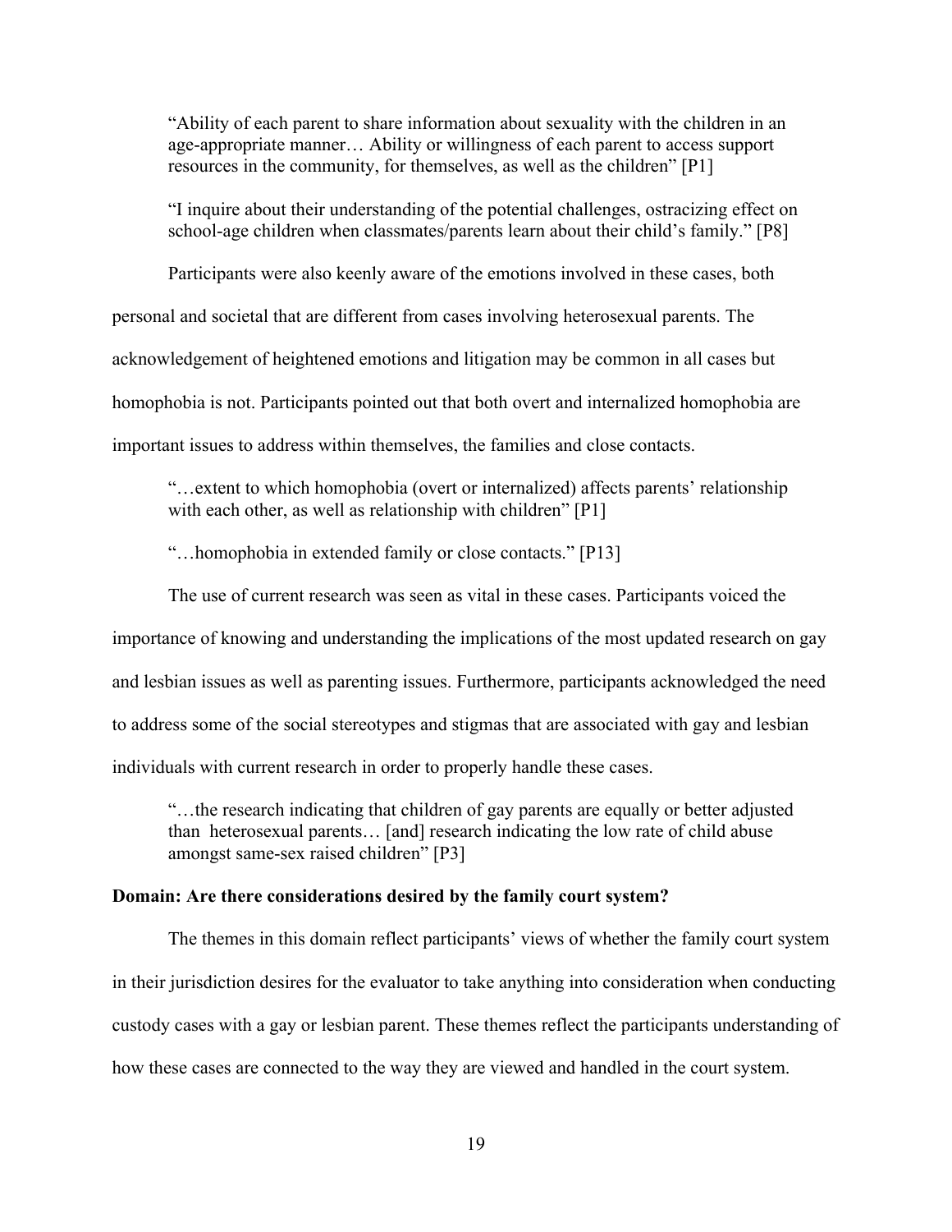> "Ability of each parent to share information about sexuality with the children in an age-appropriate manner… Ability or willingness of each parent to access support resources in the community, for themselves, as well as the children" [P1]

> "I inquire about their understanding of the potential challenges, ostracizing effect on school-age children when classmates/parents learn about their child's family." [P8]

Participants were also keenly aware of the emotions involved in these cases, both personal and societal that are different from cases involving heterosexual parents. The acknowledgement of heightened emotions and litigation may be common in all cases but homophobia is not. Participants pointed out that both overt and internalized homophobia are important issues to address within themselves, the families and close contacts.

> "…extent to which homophobia (overt or internalized) affects parents' relationship with each other, as well as relationship with children" [P1]

> "…homophobia in extended family or close contacts." [P13]

The use of current research was seen as vital in these cases. Participants voiced the importance of knowing and understanding the implications of the most updated research on gay and lesbian issues as well as parenting issues. Furthermore, participants acknowledged the need to address some of the social stereotypes and stigmas that are associated with gay and lesbian individuals with current research in order to properly handle these cases.

> "…the research indicating that children of gay parents are equally or better adjusted than heterosexual parents… [and] research indicating the low rate of child abuse amongst same-sex raised children" [P3]

**Domain: Are there considerations desired by the family court system?**

The themes in this domain reflect participants' views of whether the family court system in their jurisdiction desires for the evaluator to take anything into consideration when conducting custody cases with a gay or lesbian parent. These themes reflect the participants understanding of how these cases are connected to the way they are viewed and handled in the court system.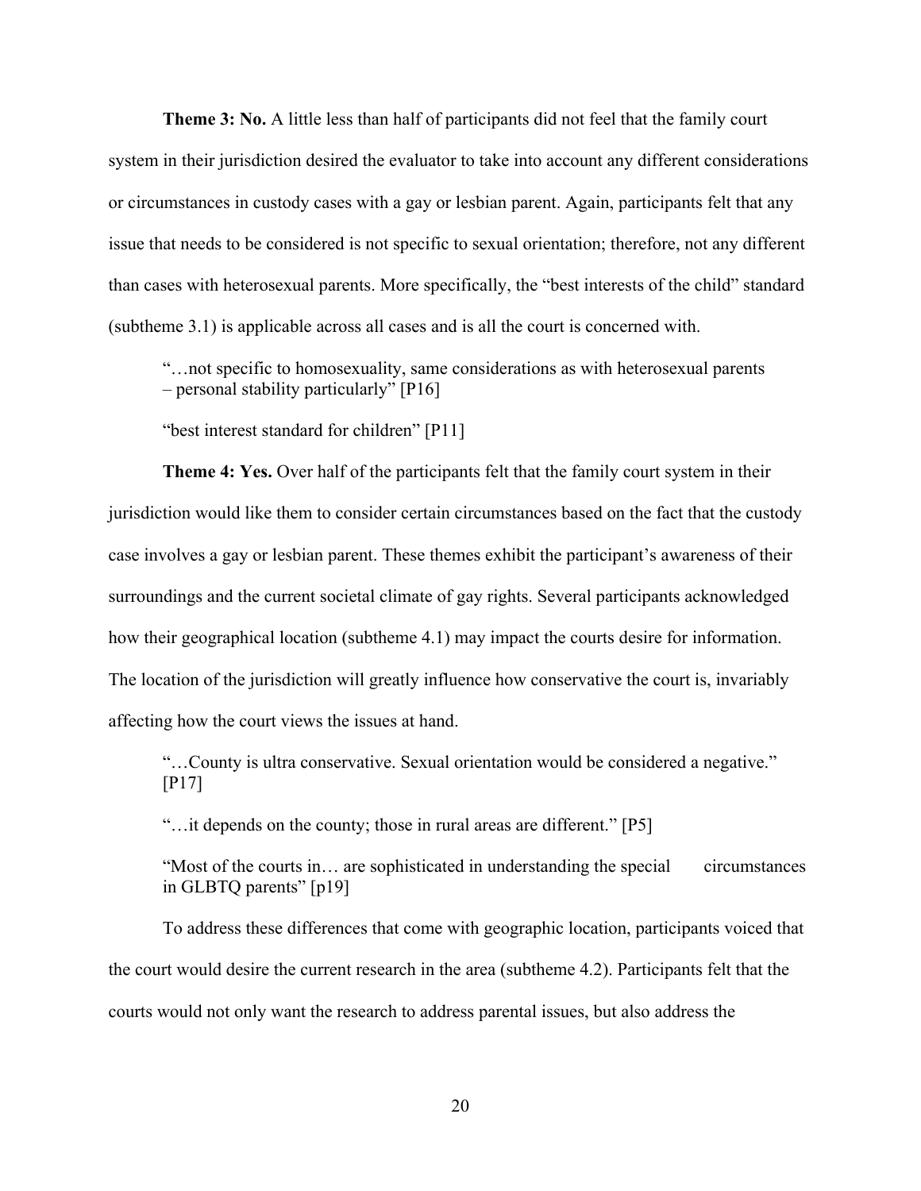**Theme 3: No.** A little less than half of participants did not feel that the family court system in their jurisdiction desired the evaluator to take into account any different considerations or circumstances in custody cases with a gay or lesbian parent. Again, participants felt that any issue that needs to be considered is not specific to sexual orientation; therefore, not any different than cases with heterosexual parents. More specifically, the "best interests of the child" standard (subtheme 3.1) is applicable across all cases and is all the court is concerned with.

> "…not specific to homosexuality, same considerations as with heterosexual parents – personal stability particularly" [P16]
>
> "best interest standard for children" [P11]

**Theme 4: Yes.** Over half of the participants felt that the family court system in their jurisdiction would like them to consider certain circumstances based on the fact that the custody case involves a gay or lesbian parent. These themes exhibit the participant's awareness of their surroundings and the current societal climate of gay rights. Several participants acknowledged how their geographical location (subtheme 4.1) may impact the courts desire for information. The location of the jurisdiction will greatly influence how conservative the court is, invariably affecting how the court views the issues at hand.

> "…County is ultra conservative. Sexual orientation would be considered a negative." [P17]
>
> "…it depends on the county; those in rural areas are different." [P5]
>
> "Most of the courts in… are sophisticated in understanding the special circumstances in GLBTQ parents" [p19]

To address these differences that come with geographic location, participants voiced that the court would desire the current research in the area (subtheme 4.2). Participants felt that the courts would not only want the research to address parental issues, but also address the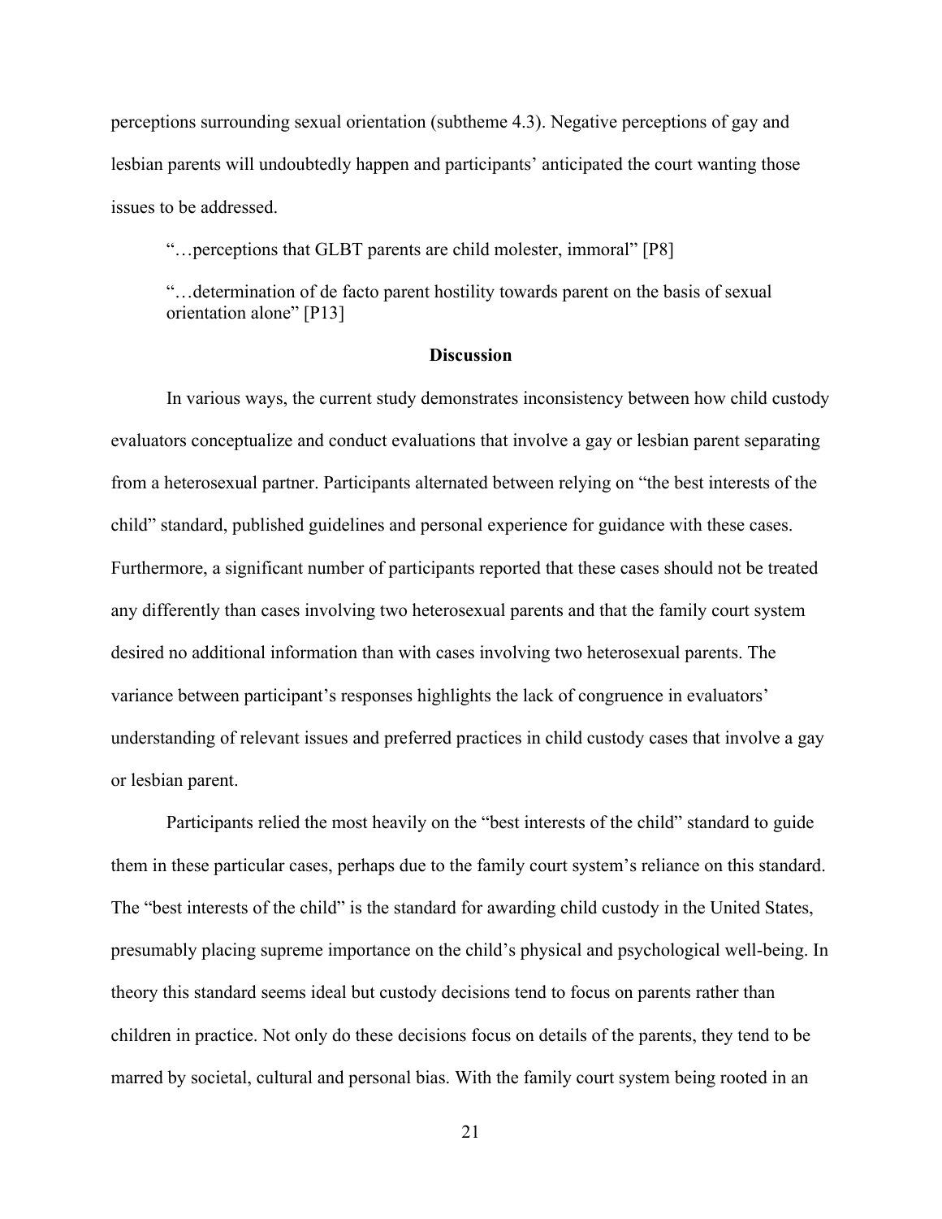perceptions surrounding sexual orientation (subtheme 4.3). Negative perceptions of gay and lesbian parents will undoubtedly happen and participants' anticipated the court wanting those issues to be addressed.

> "…perceptions that GLBT parents are child molester, immoral" [P8]

> "…determination of de facto parent hostility towards parent on the basis of sexual orientation alone" [P13]

## Discussion

In various ways, the current study demonstrates inconsistency between how child custody evaluators conceptualize and conduct evaluations that involve a gay or lesbian parent separating from a heterosexual partner. Participants alternated between relying on "the best interests of the child" standard, published guidelines and personal experience for guidance with these cases. Furthermore, a significant number of participants reported that these cases should not be treated any differently than cases involving two heterosexual parents and that the family court system desired no additional information than with cases involving two heterosexual parents. The variance between participant's responses highlights the lack of congruence in evaluators' understanding of relevant issues and preferred practices in child custody cases that involve a gay or lesbian parent.

Participants relied the most heavily on the "best interests of the child" standard to guide them in these particular cases, perhaps due to the family court system's reliance on this standard. The "best interests of the child" is the standard for awarding child custody in the United States, presumably placing supreme importance on the child's physical and psychological well-being. In theory this standard seems ideal but custody decisions tend to focus on parents rather than children in practice. Not only do these decisions focus on details of the parents, they tend to be marred by societal, cultural and personal bias. With the family court system being rooted in an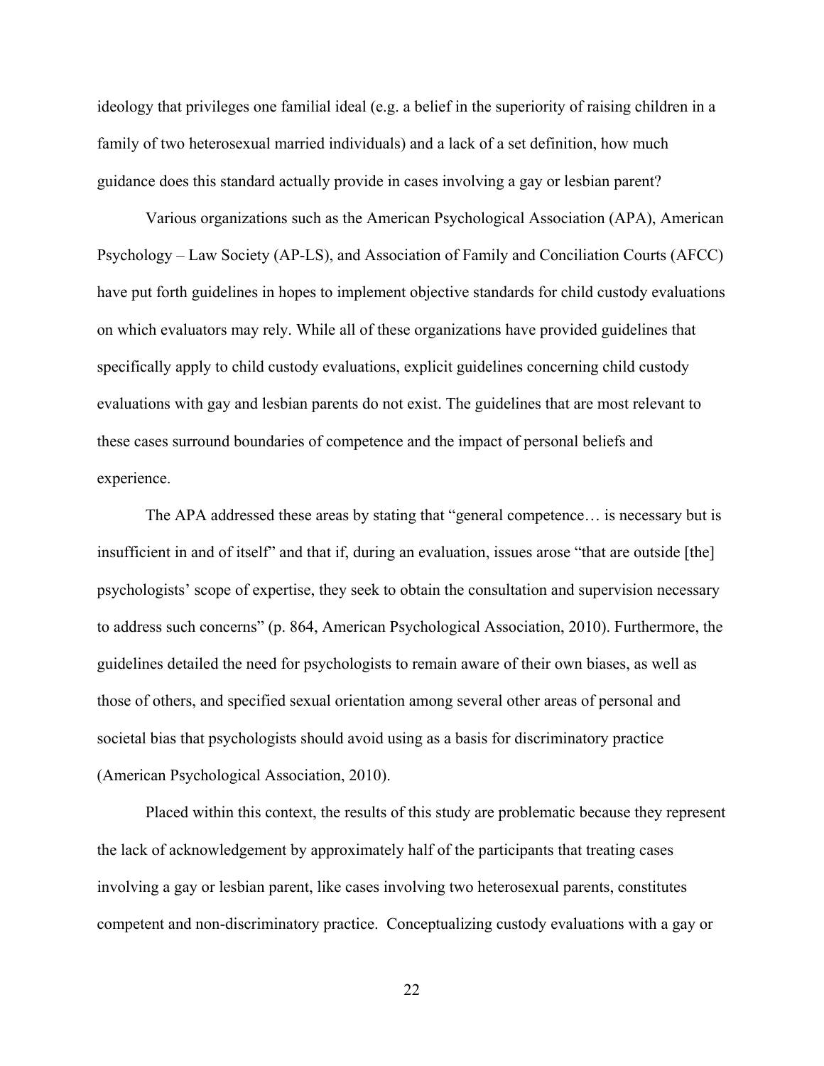ideology that privileges one familial ideal (e.g. a belief in the superiority of raising children in a family of two heterosexual married individuals) and a lack of a set definition, how much guidance does this standard actually provide in cases involving a gay or lesbian parent?

Various organizations such as the American Psychological Association (APA), American Psychology – Law Society (AP-LS), and Association of Family and Conciliation Courts (AFCC) have put forth guidelines in hopes to implement objective standards for child custody evaluations on which evaluators may rely. While all of these organizations have provided guidelines that specifically apply to child custody evaluations, explicit guidelines concerning child custody evaluations with gay and lesbian parents do not exist. The guidelines that are most relevant to these cases surround boundaries of competence and the impact of personal beliefs and experience.

The APA addressed these areas by stating that "general competence… is necessary but is insufficient in and of itself" and that if, during an evaluation, issues arose "that are outside [the] psychologists' scope of expertise, they seek to obtain the consultation and supervision necessary to address such concerns" (p. 864, American Psychological Association, 2010). Furthermore, the guidelines detailed the need for psychologists to remain aware of their own biases, as well as those of others, and specified sexual orientation among several other areas of personal and societal bias that psychologists should avoid using as a basis for discriminatory practice (American Psychological Association, 2010).

Placed within this context, the results of this study are problematic because they represent the lack of acknowledgement by approximately half of the participants that treating cases involving a gay or lesbian parent, like cases involving two heterosexual parents, constitutes competent and non-discriminatory practice. Conceptualizing custody evaluations with a gay or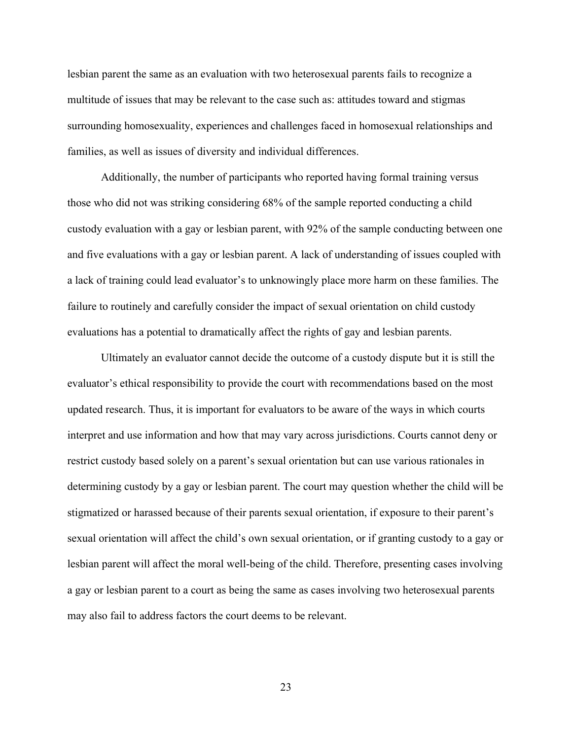lesbian parent the same as an evaluation with two heterosexual parents fails to recognize a multitude of issues that may be relevant to the case such as: attitudes toward and stigmas surrounding homosexuality, experiences and challenges faced in homosexual relationships and families, as well as issues of diversity and individual differences.

Additionally, the number of participants who reported having formal training versus those who did not was striking considering 68% of the sample reported conducting a child custody evaluation with a gay or lesbian parent, with 92% of the sample conducting between one and five evaluations with a gay or lesbian parent. A lack of understanding of issues coupled with a lack of training could lead evaluator's to unknowingly place more harm on these families. The failure to routinely and carefully consider the impact of sexual orientation on child custody evaluations has a potential to dramatically affect the rights of gay and lesbian parents.

Ultimately an evaluator cannot decide the outcome of a custody dispute but it is still the evaluator's ethical responsibility to provide the court with recommendations based on the most updated research. Thus, it is important for evaluators to be aware of the ways in which courts interpret and use information and how that may vary across jurisdictions. Courts cannot deny or restrict custody based solely on a parent's sexual orientation but can use various rationales in determining custody by a gay or lesbian parent. The court may question whether the child will be stigmatized or harassed because of their parents sexual orientation, if exposure to their parent's sexual orientation will affect the child's own sexual orientation, or if granting custody to a gay or lesbian parent will affect the moral well-being of the child. Therefore, presenting cases involving a gay or lesbian parent to a court as being the same as cases involving two heterosexual parents may also fail to address factors the court deems to be relevant.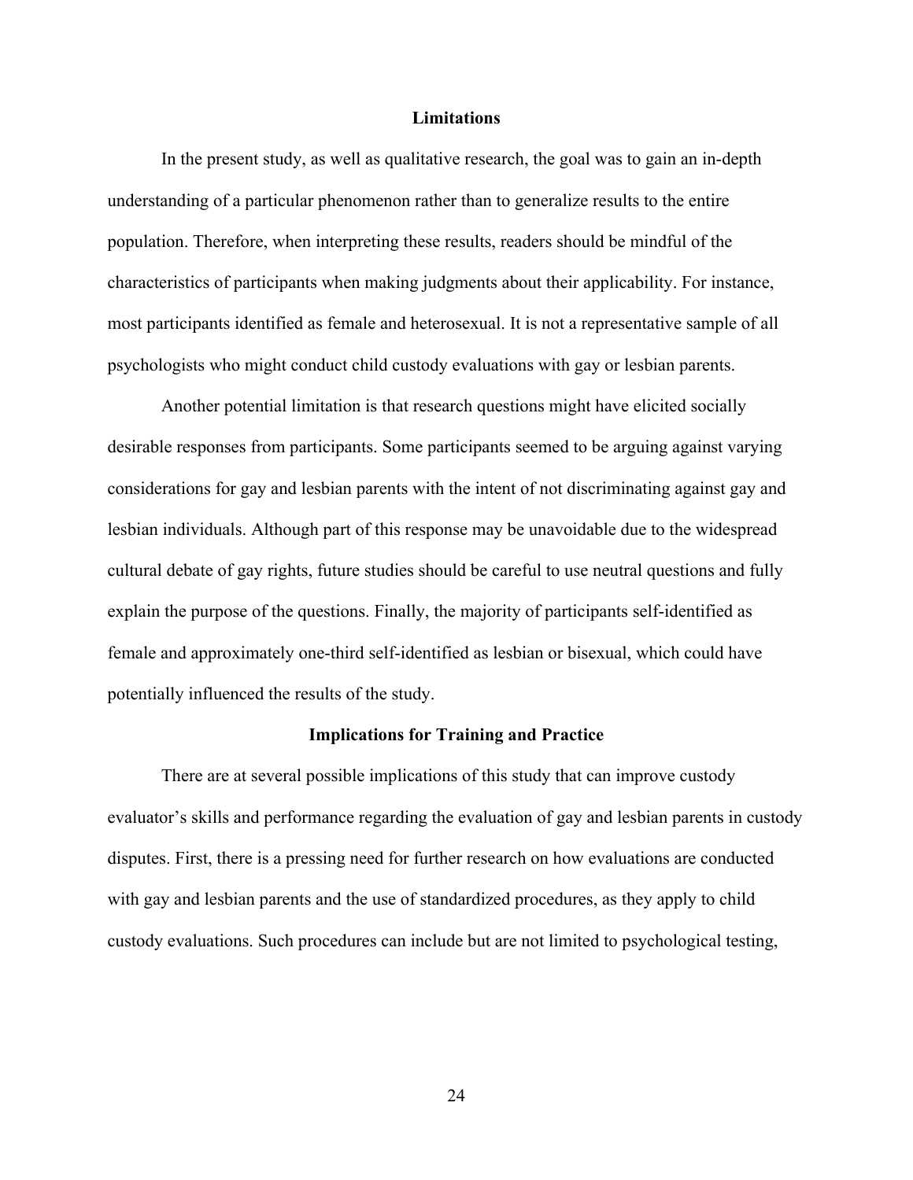## Limitations

In the present study, as well as qualitative research, the goal was to gain an in-depth understanding of a particular phenomenon rather than to generalize results to the entire population. Therefore, when interpreting these results, readers should be mindful of the characteristics of participants when making judgments about their applicability. For instance, most participants identified as female and heterosexual. It is not a representative sample of all psychologists who might conduct child custody evaluations with gay or lesbian parents.

Another potential limitation is that research questions might have elicited socially desirable responses from participants. Some participants seemed to be arguing against varying considerations for gay and lesbian parents with the intent of not discriminating against gay and lesbian individuals. Although part of this response may be unavoidable due to the widespread cultural debate of gay rights, future studies should be careful to use neutral questions and fully explain the purpose of the questions. Finally, the majority of participants self-identified as female and approximately one-third self-identified as lesbian or bisexual, which could have potentially influenced the results of the study.

## Implications for Training and Practice

There are at several possible implications of this study that can improve custody evaluator's skills and performance regarding the evaluation of gay and lesbian parents in custody disputes. First, there is a pressing need for further research on how evaluations are conducted with gay and lesbian parents and the use of standardized procedures, as they apply to child custody evaluations. Such procedures can include but are not limited to psychological testing,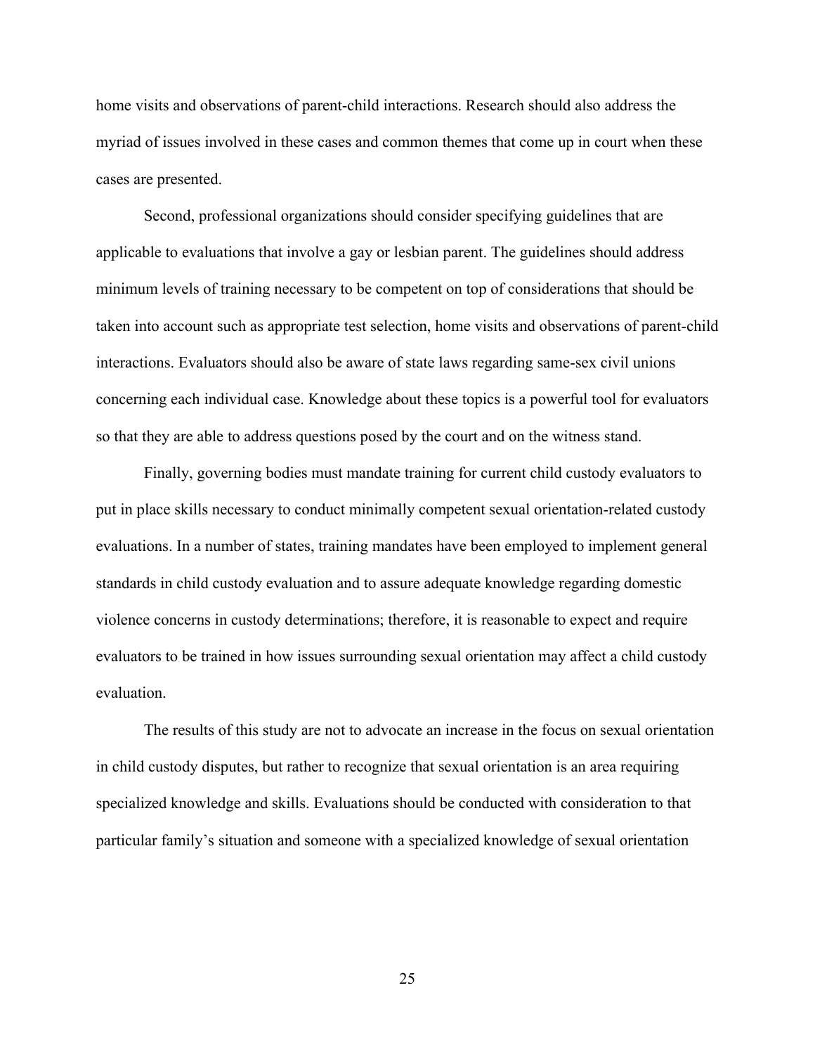home visits and observations of parent-child interactions. Research should also address the myriad of issues involved in these cases and common themes that come up in court when these cases are presented.

Second, professional organizations should consider specifying guidelines that are applicable to evaluations that involve a gay or lesbian parent. The guidelines should address minimum levels of training necessary to be competent on top of considerations that should be taken into account such as appropriate test selection, home visits and observations of parent-child interactions. Evaluators should also be aware of state laws regarding same-sex civil unions concerning each individual case. Knowledge about these topics is a powerful tool for evaluators so that they are able to address questions posed by the court and on the witness stand.

Finally, governing bodies must mandate training for current child custody evaluators to put in place skills necessary to conduct minimally competent sexual orientation-related custody evaluations. In a number of states, training mandates have been employed to implement general standards in child custody evaluation and to assure adequate knowledge regarding domestic violence concerns in custody determinations; therefore, it is reasonable to expect and require evaluators to be trained in how issues surrounding sexual orientation may affect a child custody evaluation.

The results of this study are not to advocate an increase in the focus on sexual orientation in child custody disputes, but rather to recognize that sexual orientation is an area requiring specialized knowledge and skills. Evaluations should be conducted with consideration to that particular family's situation and someone with a specialized knowledge of sexual orientation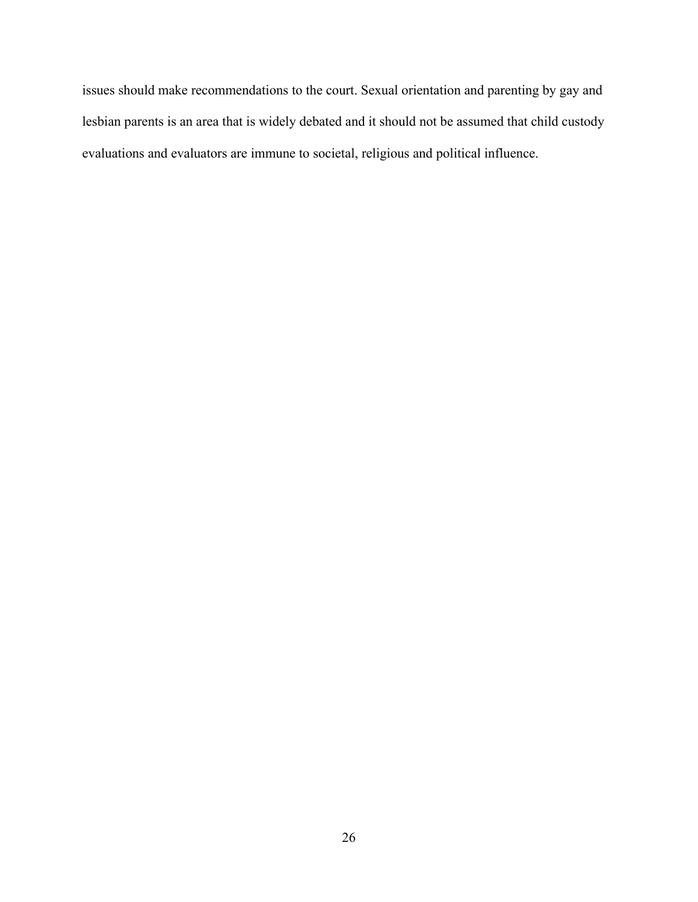issues should make recommendations to the court. Sexual orientation and parenting by gay and lesbian parents is an area that is widely debated and it should not be assumed that child custody evaluations and evaluators are immune to societal, religious and political influence.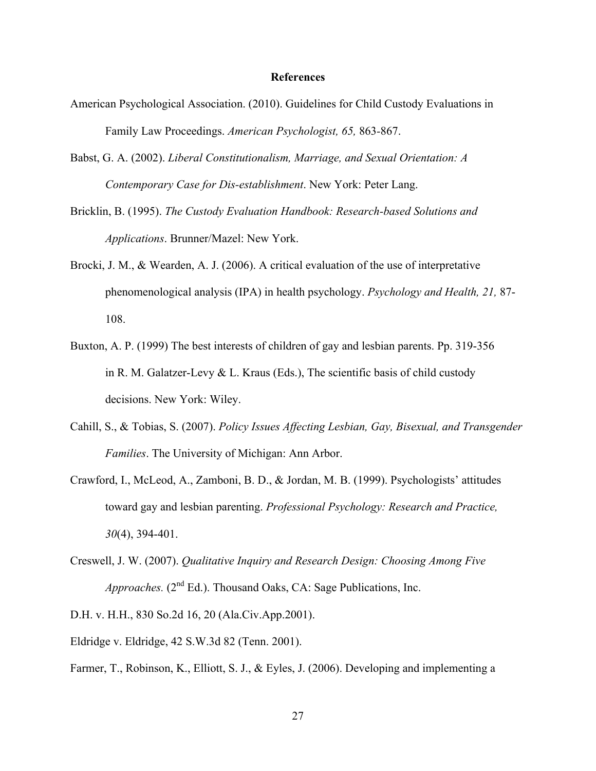**References**

American Psychological Association. (2010). Guidelines for Child Custody Evaluations in Family Law Proceedings. *American Psychologist, 65,* 863-867.

Babst, G. A. (2002). *Liberal Constitutionalism, Marriage, and Sexual Orientation: A Contemporary Case for Dis-establishment*. New York: Peter Lang.

Bricklin, B. (1995). *The Custody Evaluation Handbook: Research-based Solutions and Applications*. Brunner/Mazel: New York.

Brocki, J. M., & Wearden, A. J. (2006). A critical evaluation of the use of interpretative phenomenological analysis (IPA) in health psychology. *Psychology and Health, 21,* 87-108.

Buxton, A. P. (1999) The best interests of children of gay and lesbian parents. Pp. 319-356 in R. M. Galatzer-Levy & L. Kraus (Eds.), The scientific basis of child custody decisions. New York: Wiley.

Cahill, S., & Tobias, S. (2007). *Policy Issues Affecting Lesbian, Gay, Bisexual, and Transgender Families*. The University of Michigan: Ann Arbor.

Crawford, I., McLeod, A., Zamboni, B. D., & Jordan, M. B. (1999). Psychologists' attitudes toward gay and lesbian parenting. *Professional Psychology: Research and Practice, 30*(4), 394-401.

Creswell, J. W. (2007). *Qualitative Inquiry and Research Design: Choosing Among Five Approaches.* (2nd Ed.). Thousand Oaks, CA: Sage Publications, Inc.

D.H. v. H.H., 830 So.2d 16, 20 (Ala.Civ.App.2001).

Eldridge v. Eldridge, 42 S.W.3d 82 (Tenn. 2001).

Farmer, T., Robinson, K., Elliott, S. J., & Eyles, J. (2006). Developing and implementing a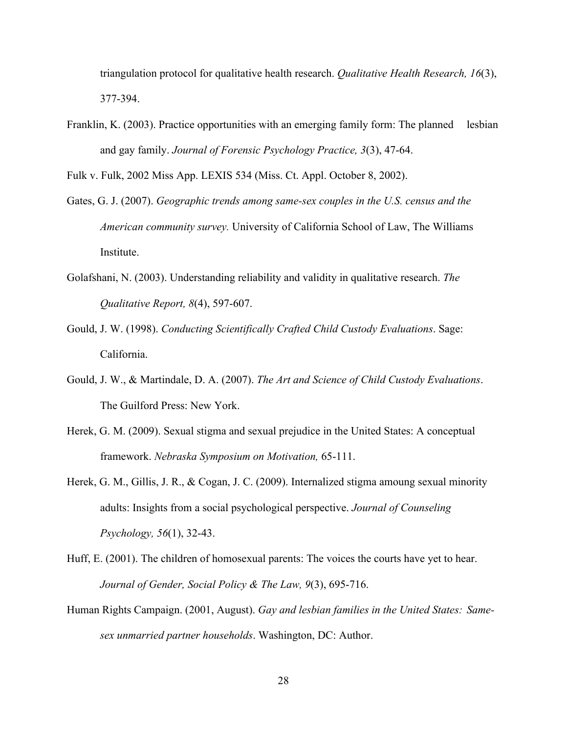triangulation protocol for qualitative health research. *Qualitative Health Research, 16*(3), 377-394.

Franklin, K. (2003). Practice opportunities with an emerging family form: The planned lesbian and gay family. *Journal of Forensic Psychology Practice, 3*(3), 47-64.

Fulk v. Fulk, 2002 Miss App. LEXIS 534 (Miss. Ct. Appl. October 8, 2002).

Gates, G. J. (2007). *Geographic trends among same-sex couples in the U.S. census and the American community survey.* University of California School of Law, The Williams Institute.

Golafshani, N. (2003). Understanding reliability and validity in qualitative research. *The Qualitative Report, 8*(4), 597-607.

Gould, J. W. (1998). *Conducting Scientifically Crafted Child Custody Evaluations*. Sage: California.

Gould, J. W., & Martindale, D. A. (2007). *The Art and Science of Child Custody Evaluations*. The Guilford Press: New York.

Herek, G. M. (2009). Sexual stigma and sexual prejudice in the United States: A conceptual framework. *Nebraska Symposium on Motivation,* 65-111.

Herek, G. M., Gillis, J. R., & Cogan, J. C. (2009). Internalized stigma amoung sexual minority adults: Insights from a social psychological perspective. *Journal of Counseling Psychology, 56*(1), 32-43.

Huff, E. (2001). The children of homosexual parents: The voices the courts have yet to hear. *Journal of Gender, Social Policy & The Law, 9*(3), 695-716.

Human Rights Campaign. (2001, August). *Gay and lesbian families in the United States: Same-sex unmarried partner households*. Washington, DC: Author.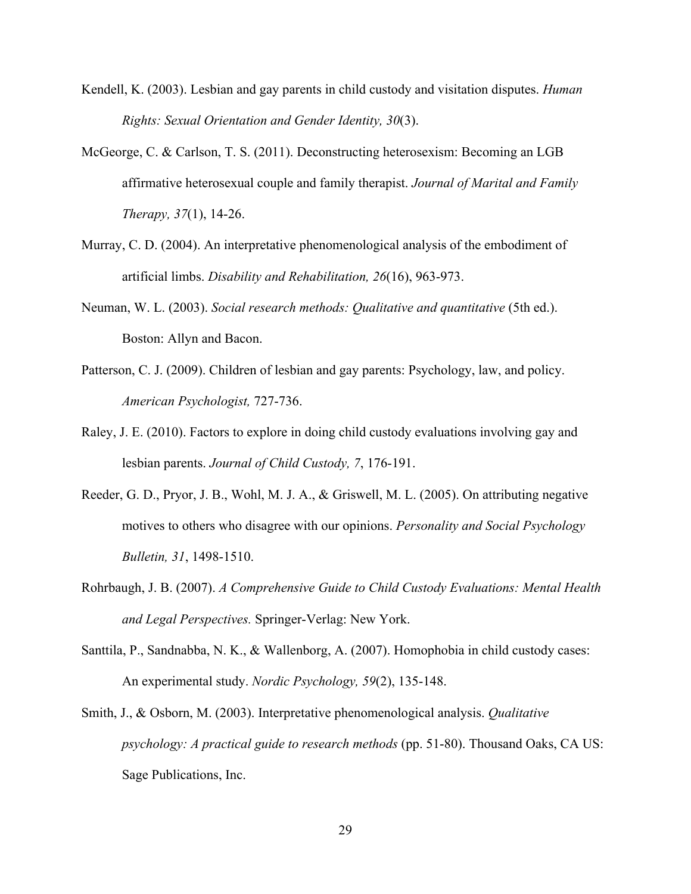Kendell, K. (2003). Lesbian and gay parents in child custody and visitation disputes. *Human Rights: Sexual Orientation and Gender Identity, 30*(3).

McGeorge, C. & Carlson, T. S. (2011). Deconstructing heterosexism: Becoming an LGB affirmative heterosexual couple and family therapist. *Journal of Marital and Family Therapy, 37*(1), 14-26.

Murray, C. D. (2004). An interpretative phenomenological analysis of the embodiment of artificial limbs. *Disability and Rehabilitation, 26*(16), 963-973.

Neuman, W. L. (2003). *Social research methods: Qualitative and quantitative* (5th ed.). Boston: Allyn and Bacon.

Patterson, C. J. (2009). Children of lesbian and gay parents: Psychology, law, and policy. *American Psychologist,* 727-736.

Raley, J. E. (2010). Factors to explore in doing child custody evaluations involving gay and lesbian parents. *Journal of Child Custody, 7*, 176-191.

Reeder, G. D., Pryor, J. B., Wohl, M. J. A., & Griswell, M. L. (2005). On attributing negative motives to others who disagree with our opinions. *Personality and Social Psychology Bulletin, 31*, 1498-1510.

Rohrbaugh, J. B. (2007). *A Comprehensive Guide to Child Custody Evaluations: Mental Health and Legal Perspectives.* Springer-Verlag: New York.

Santtila, P., Sandnabba, N. K., & Wallenborg, A. (2007). Homophobia in child custody cases: An experimental study. *Nordic Psychology, 59*(2), 135-148.

Smith, J., & Osborn, M. (2003). Interpretative phenomenological analysis. *Qualitative psychology: A practical guide to research methods* (pp. 51-80). Thousand Oaks, CA US: Sage Publications, Inc.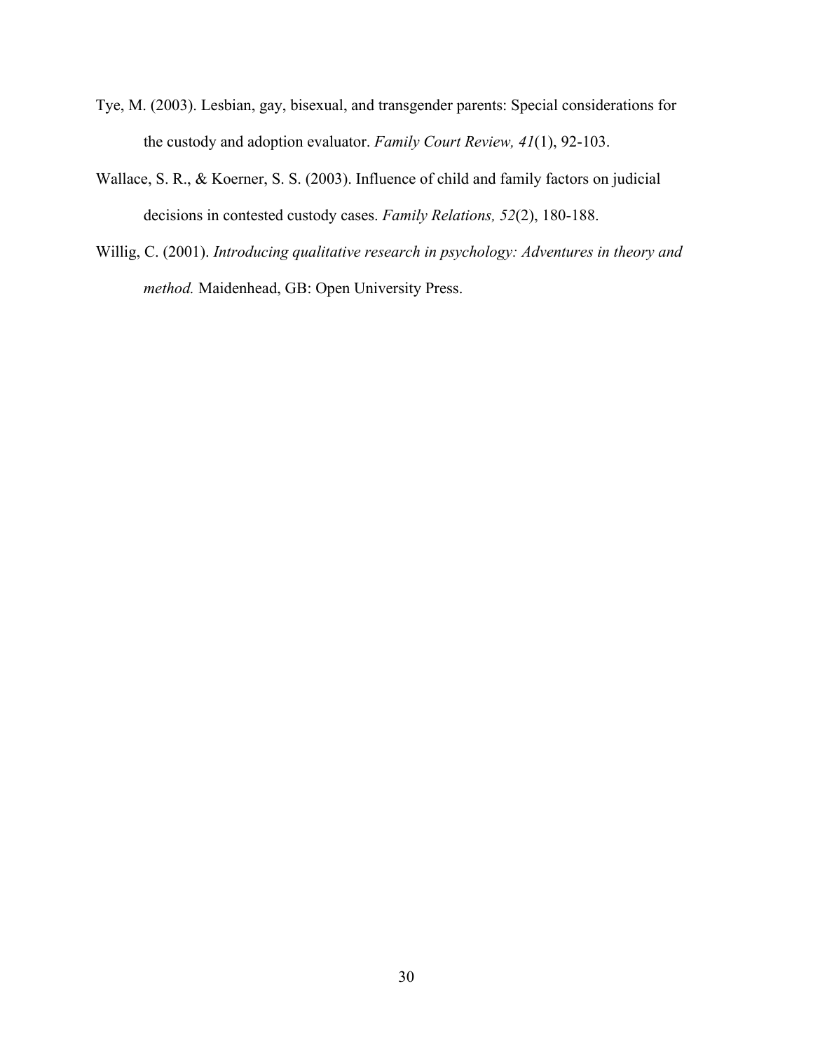Tye, M. (2003). Lesbian, gay, bisexual, and transgender parents: Special considerations for the custody and adoption evaluator. *Family Court Review, 41*(1), 92-103.

Wallace, S. R., & Koerner, S. S. (2003). Influence of child and family factors on judicial decisions in contested custody cases. *Family Relations, 52*(2), 180-188.

Willig, C. (2001). *Introducing qualitative research in psychology: Adventures in theory and method.* Maidenhead, GB: Open University Press.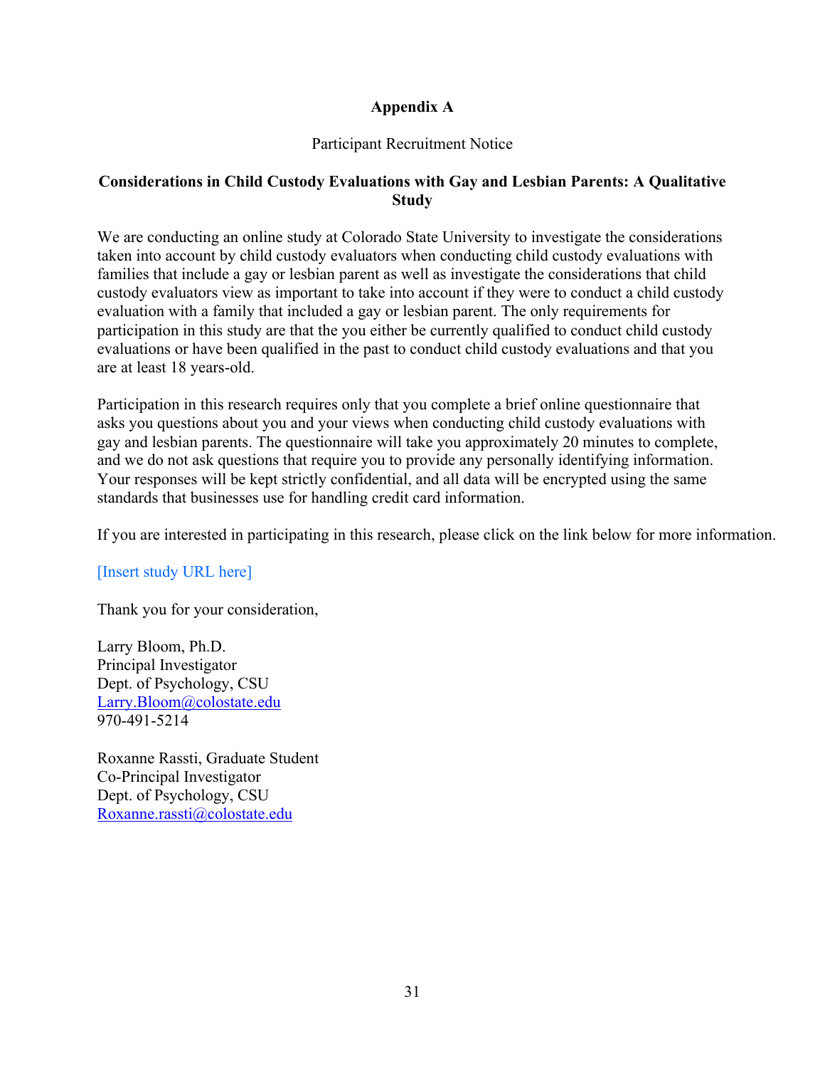# Appendix A

Participant Recruitment Notice

**Considerations in Child Custody Evaluations with Gay and Lesbian Parents: A Qualitative Study**

We are conducting an online study at Colorado State University to investigate the considerations taken into account by child custody evaluators when conducting child custody evaluations with families that include a gay or lesbian parent as well as investigate the considerations that child custody evaluators view as important to take into account if they were to conduct a child custody evaluation with a family that included a gay or lesbian parent. The only requirements for participation in this study are that the you either be currently qualified to conduct child custody evaluations or have been qualified in the past to conduct child custody evaluations and that you are at least 18 years-old.

Participation in this research requires only that you complete a brief online questionnaire that asks you questions about you and your views when conducting child custody evaluations with gay and lesbian parents. The questionnaire will take you approximately 20 minutes to complete, and we do not ask questions that require you to provide any personally identifying information. Your responses will be kept strictly confidential, and all data will be encrypted using the same standards that businesses use for handling credit card information.

If you are interested in participating in this research, please click on the link below for more information.

[Insert study URL here]

Thank you for your consideration,

Larry Bloom, Ph.D.
Principal Investigator
Dept. of Psychology, CSU
Larry.Bloom@colostate.edu
970-491-5214

Roxanne Rassti, Graduate Student
Co-Principal Investigator
Dept. of Psychology, CSU
Roxanne.rassti@colostate.edu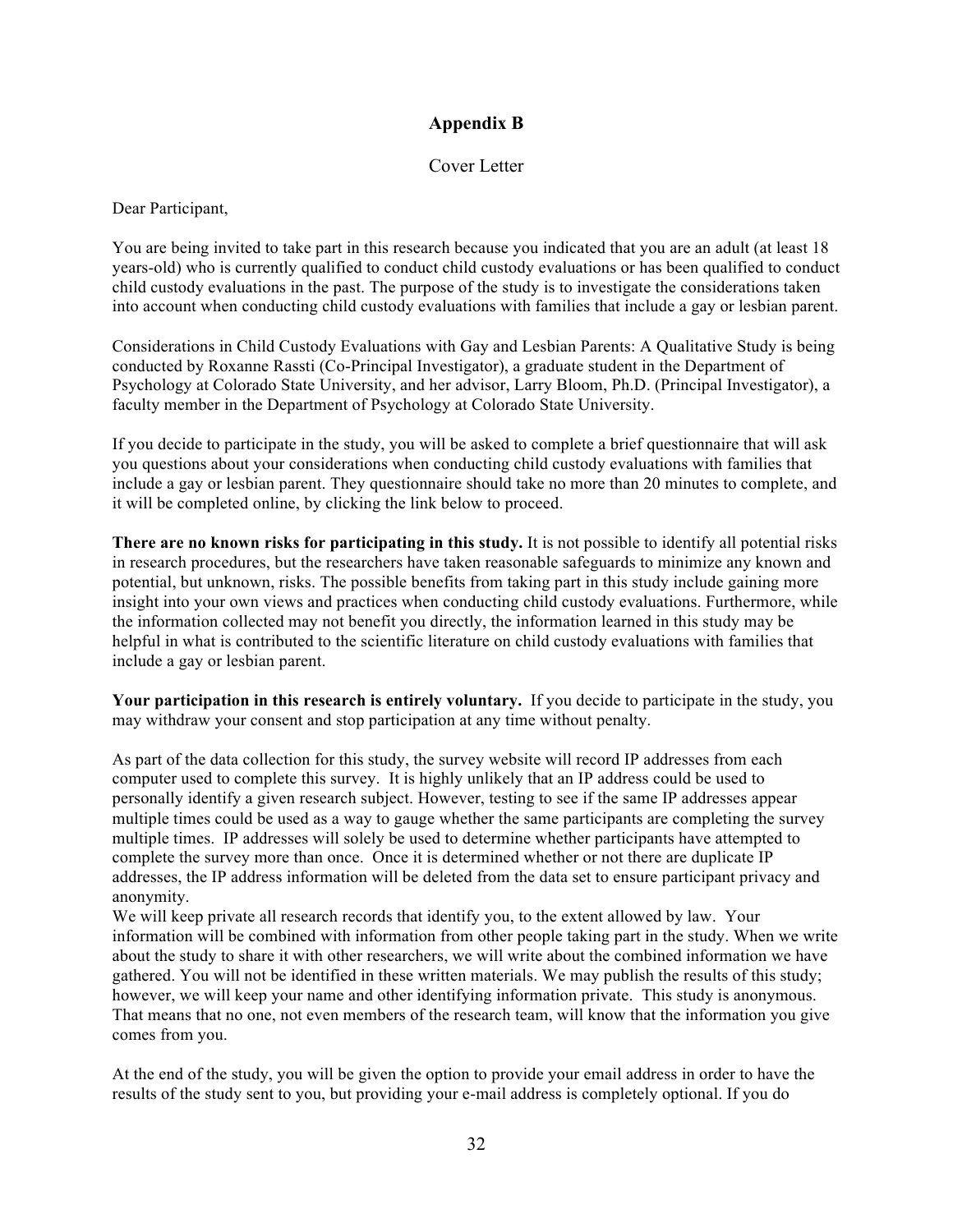# Appendix B

Cover Letter

Dear Participant,

You are being invited to take part in this research because you indicated that you are an adult (at least 18 years-old) who is currently qualified to conduct child custody evaluations or has been qualified to conduct child custody evaluations in the past. The purpose of the study is to investigate the considerations taken into account when conducting child custody evaluations with families that include a gay or lesbian parent.

Considerations in Child Custody Evaluations with Gay and Lesbian Parents: A Qualitative Study is being conducted by Roxanne Rassti (Co-Principal Investigator), a graduate student in the Department of Psychology at Colorado State University, and her advisor, Larry Bloom, Ph.D. (Principal Investigator), a faculty member in the Department of Psychology at Colorado State University.

If you decide to participate in the study, you will be asked to complete a brief questionnaire that will ask you questions about your considerations when conducting child custody evaluations with families that include a gay or lesbian parent. They questionnaire should take no more than 20 minutes to complete, and it will be completed online, by clicking the link below to proceed.

**There are no known risks for participating in this study.** It is not possible to identify all potential risks in research procedures, but the researchers have taken reasonable safeguards to minimize any known and potential, but unknown, risks. The possible benefits from taking part in this study include gaining more insight into your own views and practices when conducting child custody evaluations. Furthermore, while the information collected may not benefit you directly, the information learned in this study may be helpful in what is contributed to the scientific literature on child custody evaluations with families that include a gay or lesbian parent.

**Your participation in this research is entirely voluntary.** If you decide to participate in the study, you may withdraw your consent and stop participation at any time without penalty.

As part of the data collection for this study, the survey website will record IP addresses from each computer used to complete this survey. It is highly unlikely that an IP address could be used to personally identify a given research subject. However, testing to see if the same IP addresses appear multiple times could be used as a way to gauge whether the same participants are completing the survey multiple times. IP addresses will solely be used to determine whether participants have attempted to complete the survey more than once. Once it is determined whether or not there are duplicate IP addresses, the IP address information will be deleted from the data set to ensure participant privacy and anonymity.

We will keep private all research records that identify you, to the extent allowed by law. Your information will be combined with information from other people taking part in the study. When we write about the study to share it with other researchers, we will write about the combined information we have gathered. You will not be identified in these written materials. We may publish the results of this study; however, we will keep your name and other identifying information private. This study is anonymous. That means that no one, not even members of the research team, will know that the information you give comes from you.

At the end of the study, you will be given the option to provide your email address in order to have the results of the study sent to you, but providing your e-mail address is completely optional. If you do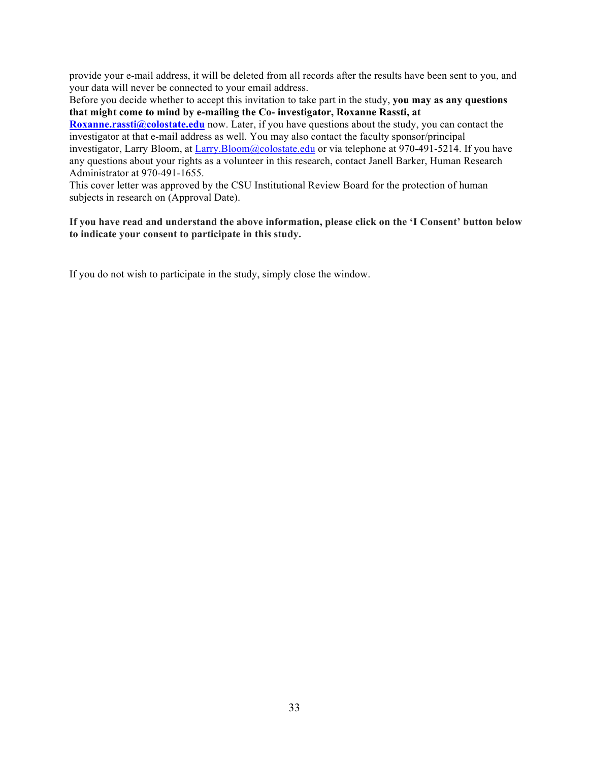provide your e-mail address, it will be deleted from all records after the results have been sent to you, and your data will never be connected to your email address.

Before you decide whether to accept this invitation to take part in the study, **you may as any questions that might come to mind by e-mailing the Co- investigator, Roxanne Rassti, at Roxanne.rassti@colostate.edu** now. Later, if you have questions about the study, you can contact the investigator at that e-mail address as well. You may also contact the faculty sponsor/principal investigator, Larry Bloom, at Larry.Bloom@colostate.edu or via telephone at 970-491-5214. If you have any questions about your rights as a volunteer in this research, contact Janell Barker, Human Research Administrator at 970-491-1655.

This cover letter was approved by the CSU Institutional Review Board for the protection of human subjects in research on (Approval Date).

**If you have read and understand the above information, please click on the 'I Consent' button below to indicate your consent to participate in this study.**

If you do not wish to participate in the study, simply close the window.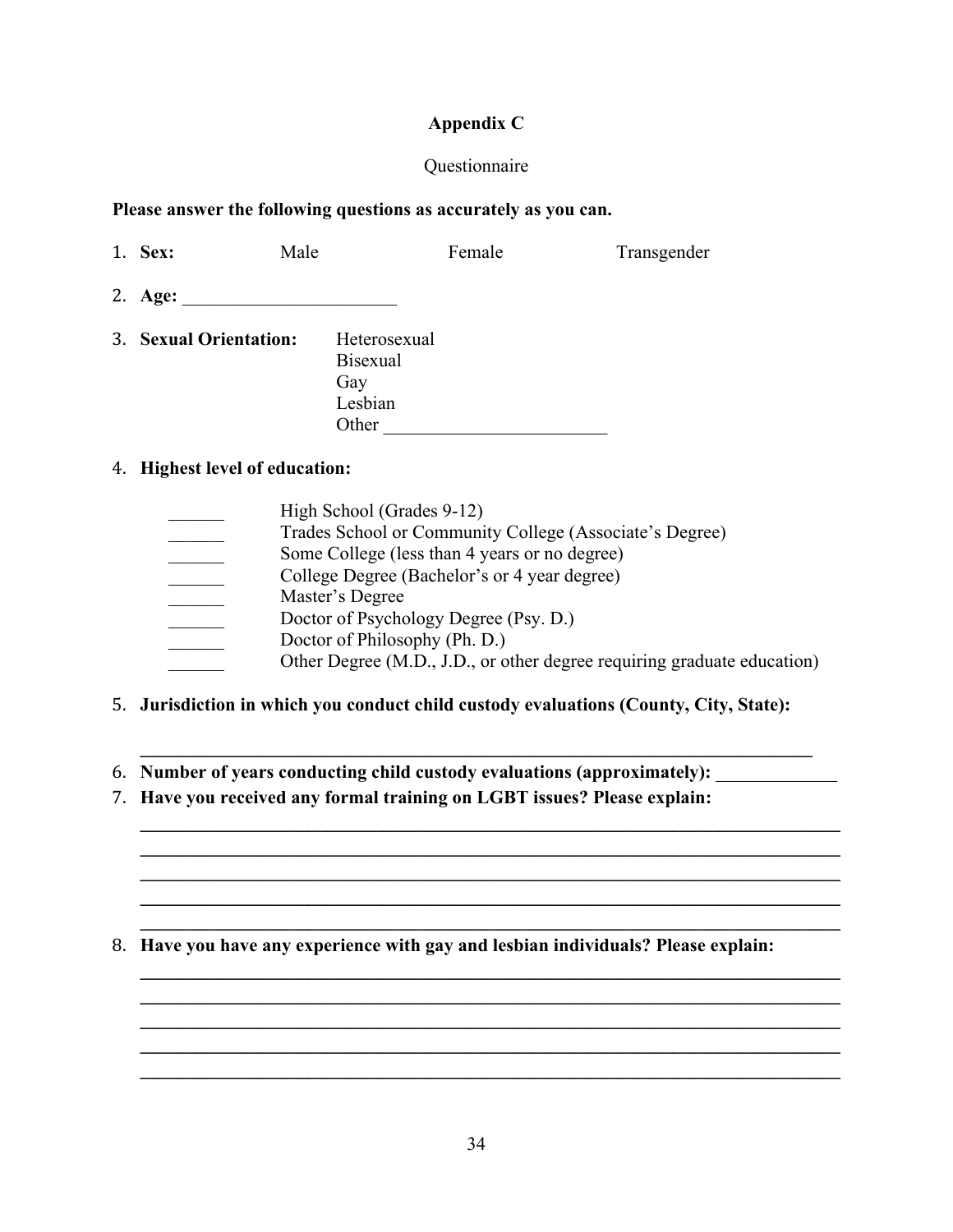## Appendix C

Questionnaire

**Please answer the following questions as accurately as you can.**

1. **Sex:** Male Female Transgender

2. **Age:** _______________________

3. **Sexual Orientation:**
   Heterosexual
   Bisexual
   Gay
   Lesbian
   Other ________________________

4. **Highest level of education:**

   ______ High School (Grades 9-12)
   ______ Trades School or Community College (Associate's Degree)
   ______ Some College (less than 4 years or no degree)
   ______ College Degree (Bachelor's or 4 year degree)
   ______ Master's Degree
   ______ Doctor of Psychology Degree (Psy. D.)
   ______ Doctor of Philosophy (Ph. D.)
   ______ Other Degree (M.D., J.D., or other degree requiring graduate education)

5. **Jurisdiction in which you conduct child custody evaluations (County, City, State):**

   ______________________________________________________________________

6. **Number of years conducting child custody evaluations (approximately):** _____________

7. **Have you received any formal training on LGBT issues? Please explain:**

   ______________________________________________________________________
   ______________________________________________________________________
   ______________________________________________________________________
   ______________________________________________________________________
   ______________________________________________________________________

8. **Have you have any experience with gay and lesbian individuals? Please explain:**

   ______________________________________________________________________
   ______________________________________________________________________
   ______________________________________________________________________
   ______________________________________________________________________
   ______________________________________________________________________